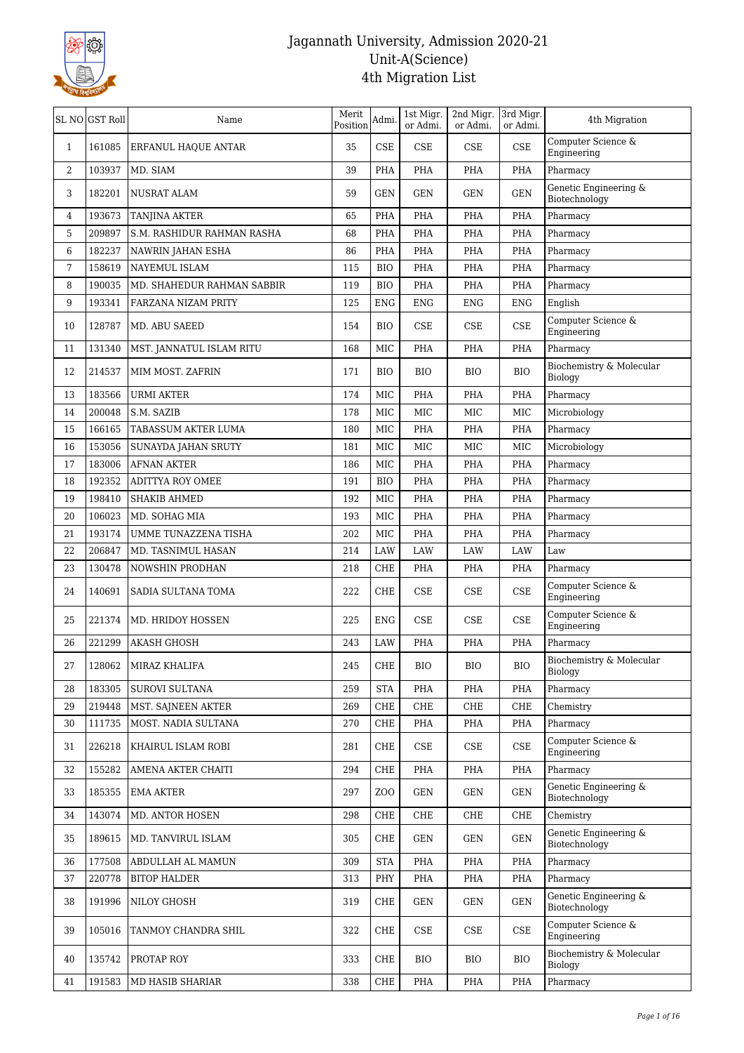# Jagannath University, Admission 2020-21
## Unit-A(Science)
## 4th Migration List

| SL NO | GST Roll | Name | Merit Position | Admi. | 1st Migr. or Admi. | 2nd Migr. or Admi. | 3rd Migr. or Admi. | 4th Migration |
|---|---|---|---|---|---|---|---|---|
| 1 | 161085 | ERFANUL HAQUE ANTAR | 35 | CSE | CSE | CSE | CSE | Computer Science & Engineering |
| 2 | 103937 | MD. SIAM | 39 | PHA | PHA | PHA | PHA | Pharmacy |
| 3 | 182201 | NUSRAT ALAM | 59 | GEN | GEN | GEN | GEN | Genetic Engineering & Biotechnology |
| 4 | 193673 | TANJINA AKTER | 65 | PHA | PHA | PHA | PHA | Pharmacy |
| 5 | 209897 | S.M. RASHIDUR RAHMAN RASHA | 68 | PHA | PHA | PHA | PHA | Pharmacy |
| 6 | 182237 | NAWRIN JAHAN ESHA | 86 | PHA | PHA | PHA | PHA | Pharmacy |
| 7 | 158619 | NAYEMUL ISLAM | 115 | BIO | PHA | PHA | PHA | Pharmacy |
| 8 | 190035 | MD. SHAHEDUR RAHMAN SABBIR | 119 | BIO | PHA | PHA | PHA | Pharmacy |
| 9 | 193341 | FARZANA NIZAM PRITY | 125 | ENG | ENG | ENG | ENG | English |
| 10 | 128787 | MD. ABU SAEED | 154 | BIO | CSE | CSE | CSE | Computer Science & Engineering |
| 11 | 131340 | MST. JANNATUL ISLAM RITU | 168 | MIC | PHA | PHA | PHA | Pharmacy |
| 12 | 214537 | MIM MOST. ZAFRIN | 171 | BIO | BIO | BIO | BIO | Biochemistry & Molecular Biology |
| 13 | 183566 | URMI AKTER | 174 | MIC | PHA | PHA | PHA | Pharmacy |
| 14 | 200048 | S.M. SAZIB | 178 | MIC | MIC | MIC | MIC | Microbiology |
| 15 | 166165 | TABASSUM AKTER LUMA | 180 | MIC | PHA | PHA | PHA | Pharmacy |
| 16 | 153056 | SUNAYDA JAHAN SRUTY | 181 | MIC | MIC | MIC | MIC | Microbiology |
| 17 | 183006 | AFNAN AKTER | 186 | MIC | PHA | PHA | PHA | Pharmacy |
| 18 | 192352 | ADITTYA ROY OMEE | 191 | BIO | PHA | PHA | PHA | Pharmacy |
| 19 | 198410 | SHAKIB AHMED | 192 | MIC | PHA | PHA | PHA | Pharmacy |
| 20 | 106023 | MD. SOHAG MIA | 193 | MIC | PHA | PHA | PHA | Pharmacy |
| 21 | 193174 | UMME TUNAZZENA TISHA | 202 | MIC | PHA | PHA | PHA | Pharmacy |
| 22 | 206847 | MD. TASNIMUL HASAN | 214 | LAW | LAW | LAW | LAW | Law |
| 23 | 130478 | NOWSHIN PRODHAN | 218 | CHE | PHA | PHA | PHA | Pharmacy |
| 24 | 140691 | SADIA SULTANA TOMA | 222 | CHE | CSE | CSE | CSE | Computer Science & Engineering |
| 25 | 221374 | MD. HRIDOY HOSSEN | 225 | ENG | CSE | CSE | CSE | Computer Science & Engineering |
| 26 | 221299 | AKASH GHOSH | 243 | LAW | PHA | PHA | PHA | Pharmacy |
| 27 | 128062 | MIRAZ KHALIFA | 245 | CHE | BIO | BIO | BIO | Biochemistry & Molecular Biology |
| 28 | 183305 | SUROVI SULTANA | 259 | STA | PHA | PHA | PHA | Pharmacy |
| 29 | 219448 | MST. SAJNEEN AKTER | 269 | CHE | CHE | CHE | CHE | Chemistry |
| 30 | 111735 | MOST. NADIA SULTANA | 270 | CHE | PHA | PHA | PHA | Pharmacy |
| 31 | 226218 | KHAIRUL ISLAM ROBI | 281 | CHE | CSE | CSE | CSE | Computer Science & Engineering |
| 32 | 155282 | AMENA AKTER CHAITI | 294 | CHE | PHA | PHA | PHA | Pharmacy |
| 33 | 185355 | EMA AKTER | 297 | ZOO | GEN | GEN | GEN | Genetic Engineering & Biotechnology |
| 34 | 143074 | MD. ANTOR HOSEN | 298 | CHE | CHE | CHE | CHE | Chemistry |
| 35 | 189615 | MD. TANVIRUL ISLAM | 305 | CHE | GEN | GEN | GEN | Genetic Engineering & Biotechnology |
| 36 | 177508 | ABDULLAH AL MAMUN | 309 | STA | PHA | PHA | PHA | Pharmacy |
| 37 | 220778 | BITOP HALDER | 313 | PHY | PHA | PHA | PHA | Pharmacy |
| 38 | 191996 | NILOY GHOSH | 319 | CHE | GEN | GEN | GEN | Genetic Engineering & Biotechnology |
| 39 | 105016 | TANMOY CHANDRA SHIL | 322 | CHE | CSE | CSE | CSE | Computer Science & Engineering |
| 40 | 135742 | PROTAP ROY | 333 | CHE | BIO | BIO | BIO | Biochemistry & Molecular Biology |
| 41 | 191583 | MD HASIB SHARIAR | 338 | CHE | PHA | PHA | PHA | Pharmacy |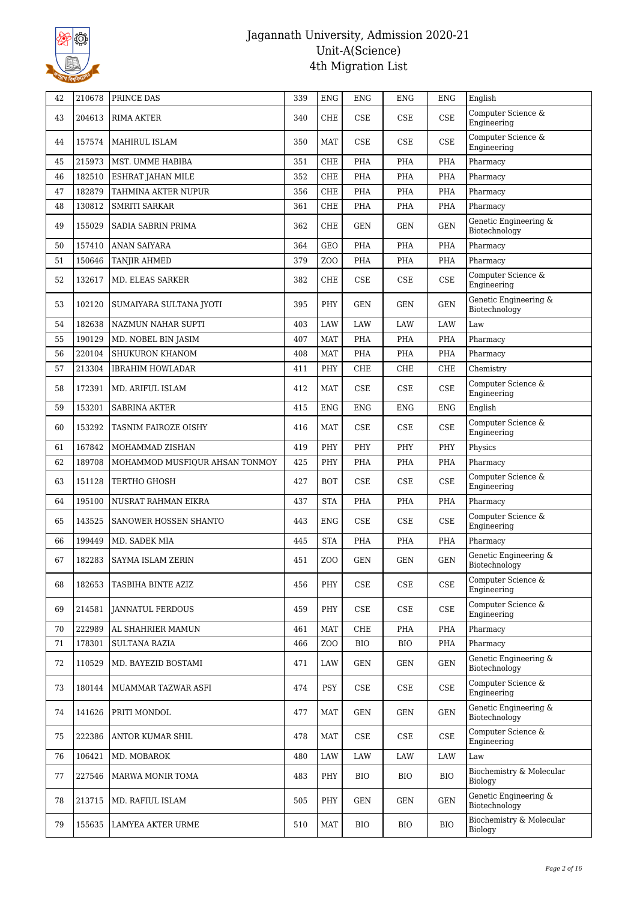| 42 | 210678 | PRINCE DAS | 339 | ENG | ENG | ENG | ENG | English |
|---|---|---|---|---|---|---|---|---|
| 43 | 204613 | RIMA AKTER | 340 | CHE | CSE | CSE | CSE | Computer Science & Engineering |
| 44 | 157574 | MAHIRUL ISLAM | 350 | MAT | CSE | CSE | CSE | Computer Science & Engineering |
| 45 | 215973 | MST. UMME HABIBA | 351 | CHE | PHA | PHA | PHA | Pharmacy |
| 46 | 182510 | ESHRAT JAHAN MILE | 352 | CHE | PHA | PHA | PHA | Pharmacy |
| 47 | 182879 | TAHMINA AKTER NUPUR | 356 | CHE | PHA | PHA | PHA | Pharmacy |
| 48 | 130812 | SMRITI SARKAR | 361 | CHE | PHA | PHA | PHA | Pharmacy |
| 49 | 155029 | SADIA SABRIN PRIMA | 362 | CHE | GEN | GEN | GEN | Genetic Engineering & Biotechnology |
| 50 | 157410 | ANAN SAIYARA | 364 | GEO | PHA | PHA | PHA | Pharmacy |
| 51 | 150646 | TANJIR AHMED | 379 | ZOO | PHA | PHA | PHA | Pharmacy |
| 52 | 132617 | MD. ELEAS SARKER | 382 | CHE | CSE | CSE | CSE | Computer Science & Engineering |
| 53 | 102120 | SUMAIYARA SULTANA JYOTI | 395 | PHY | GEN | GEN | GEN | Genetic Engineering & Biotechnology |
| 54 | 182638 | NAZMUN NAHAR SUPTI | 403 | LAW | LAW | LAW | LAW | Law |
| 55 | 190129 | MD. NOBEL BIN JASIM | 407 | MAT | PHA | PHA | PHA | Pharmacy |
| 56 | 220104 | SHUKURON KHANOM | 408 | MAT | PHA | PHA | PHA | Pharmacy |
| 57 | 213304 | IBRAHIM HOWLADAR | 411 | PHY | CHE | CHE | CHE | Chemistry |
| 58 | 172391 | MD. ARIFUL ISLAM | 412 | MAT | CSE | CSE | CSE | Computer Science & Engineering |
| 59 | 153201 | SABRINA AKTER | 415 | ENG | ENG | ENG | ENG | English |
| 60 | 153292 | TASNIM FAIROZE OISHY | 416 | MAT | CSE | CSE | CSE | Computer Science & Engineering |
| 61 | 167842 | MOHAMMAD ZISHAN | 419 | PHY | PHY | PHY | PHY | Physics |
| 62 | 189708 | MOHAMMOD MUSFIQUR AHSAN TONMOY | 425 | PHY | PHA | PHA | PHA | Pharmacy |
| 63 | 151128 | TERTHO GHOSH | 427 | BOT | CSE | CSE | CSE | Computer Science & Engineering |
| 64 | 195100 | NUSRAT RAHMAN EIKRA | 437 | STA | PHA | PHA | PHA | Pharmacy |
| 65 | 143525 | SANOWER HOSSEN SHANTO | 443 | ENG | CSE | CSE | CSE | Computer Science & Engineering |
| 66 | 199449 | MD. SADEK MIA | 445 | STA | PHA | PHA | PHA | Pharmacy |
| 67 | 182283 | SAYMA ISLAM ZERIN | 451 | ZOO | GEN | GEN | GEN | Genetic Engineering & Biotechnology |
| 68 | 182653 | TASBIHA BINTE AZIZ | 456 | PHY | CSE | CSE | CSE | Computer Science & Engineering |
| 69 | 214581 | JANNATUL FERDOUS | 459 | PHY | CSE | CSE | CSE | Computer Science & Engineering |
| 70 | 222989 | AL SHAHRIER MAMUN | 461 | MAT | CHE | PHA | PHA | Pharmacy |
| 71 | 178301 | SULTANA RAZIA | 466 | ZOO | BIO | BIO | PHA | Pharmacy |
| 72 | 110529 | MD. BAYEZID BOSTAMI | 471 | LAW | GEN | GEN | GEN | Genetic Engineering & Biotechnology |
| 73 | 180144 | MUAMMAR TAZWAR ASFI | 474 | PSY | CSE | CSE | CSE | Computer Science & Engineering |
| 74 | 141626 | PRITI MONDOL | 477 | MAT | GEN | GEN | GEN | Genetic Engineering & Biotechnology |
| 75 | 222386 | ANTOR KUMAR SHIL | 478 | MAT | CSE | CSE | CSE | Computer Science & Engineering |
| 76 | 106421 | MD. MOBAROK | 480 | LAW | LAW | LAW | LAW | Law |
| 77 | 227546 | MARWA MONIR TOMA | 483 | PHY | BIO | BIO | BIO | Biochemistry & Molecular Biology |
| 78 | 213715 | MD. RAFIUL ISLAM | 505 | PHY | GEN | GEN | GEN | Genetic Engineering & Biotechnology |
| 79 | 155635 | LAMYEA AKTER URME | 510 | MAT | BIO | BIO | BIO | Biochemistry & Molecular Biology |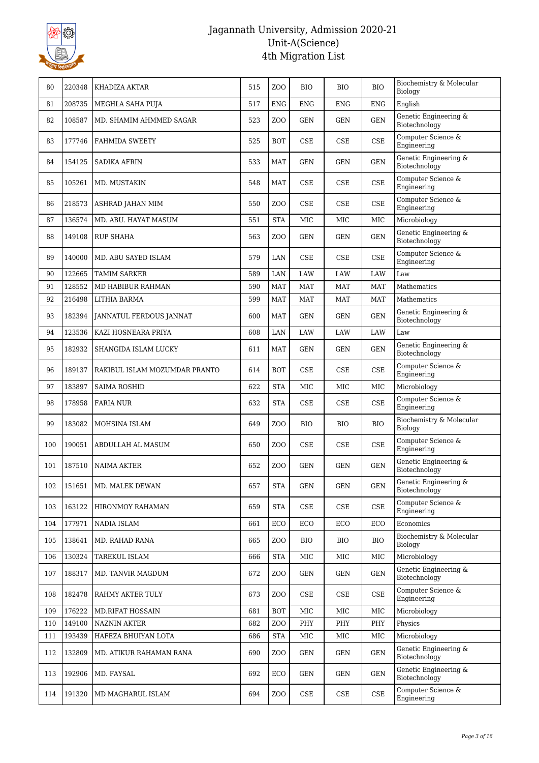| 80 | 220348 | KHADIZA AKTAR | 515 | ZOO | BIO | BIO | BIO | Biochemistry & Molecular Biology |
|---|---|---|---|---|---|---|---|---|
| 81 | 208735 | MEGHLA SAHA PUJA | 517 | ENG | ENG | ENG | ENG | English |
| 82 | 108587 | MD. SHAMIM AHMMED SAGAR | 523 | ZOO | GEN | GEN | GEN | Genetic Engineering & Biotechnology |
| 83 | 177746 | FAHMIDA SWEETY | 525 | BOT | CSE | CSE | CSE | Computer Science & Engineering |
| 84 | 154125 | SADIKA AFRIN | 533 | MAT | GEN | GEN | GEN | Genetic Engineering & Biotechnology |
| 85 | 105261 | MD. MUSTAKIN | 548 | MAT | CSE | CSE | CSE | Computer Science & Engineering |
| 86 | 218573 | ASHRAD JAHAN MIM | 550 | ZOO | CSE | CSE | CSE | Computer Science & Engineering |
| 87 | 136574 | MD. ABU. HAYAT MASUM | 551 | STA | MIC | MIC | MIC | Microbiology |
| 88 | 149108 | RUP SHAHA | 563 | ZOO | GEN | GEN | GEN | Genetic Engineering & Biotechnology |
| 89 | 140000 | MD. ABU SAYED ISLAM | 579 | LAN | CSE | CSE | CSE | Computer Science & Engineering |
| 90 | 122665 | TAMIM SARKER | 589 | LAN | LAW | LAW | LAW | Law |
| 91 | 128552 | MD HABIBUR RAHMAN | 590 | MAT | MAT | MAT | MAT | Mathematics |
| 92 | 216498 | LITHIA BARMA | 599 | MAT | MAT | MAT | MAT | Mathematics |
| 93 | 182394 | JANNATUL FERDOUS JANNAT | 600 | MAT | GEN | GEN | GEN | Genetic Engineering & Biotechnology |
| 94 | 123536 | KAZI HOSNEARA PRIYA | 608 | LAN | LAW | LAW | LAW | Law |
| 95 | 182932 | SHANGIDA ISLAM LUCKY | 611 | MAT | GEN | GEN | GEN | Genetic Engineering & Biotechnology |
| 96 | 189137 | RAKIBUL ISLAM MOZUMDAR PRANTO | 614 | BOT | CSE | CSE | CSE | Computer Science & Engineering |
| 97 | 183897 | SAIMA ROSHID | 622 | STA | MIC | MIC | MIC | Microbiology |
| 98 | 178958 | FARIA NUR | 632 | STA | CSE | CSE | CSE | Computer Science & Engineering |
| 99 | 183082 | MOHSINA ISLAM | 649 | ZOO | BIO | BIO | BIO | Biochemistry & Molecular Biology |
| 100 | 190051 | ABDULLAH AL MASUM | 650 | ZOO | CSE | CSE | CSE | Computer Science & Engineering |
| 101 | 187510 | NAIMA AKTER | 652 | ZOO | GEN | GEN | GEN | Genetic Engineering & Biotechnology |
| 102 | 151651 | MD. MALEK DEWAN | 657 | STA | GEN | GEN | GEN | Genetic Engineering & Biotechnology |
| 103 | 163122 | HIRONMOY RAHAMAN | 659 | STA | CSE | CSE | CSE | Computer Science & Engineering |
| 104 | 177971 | NADIA ISLAM | 661 | ECO | ECO | ECO | ECO | Economics |
| 105 | 138641 | MD. RAHAD RANA | 665 | ZOO | BIO | BIO | BIO | Biochemistry & Molecular Biology |
| 106 | 130324 | TAREKUL ISLAM | 666 | STA | MIC | MIC | MIC | Microbiology |
| 107 | 188317 | MD. TANVIR MAGDUM | 672 | ZOO | GEN | GEN | GEN | Genetic Engineering & Biotechnology |
| 108 | 182478 | RAHMY AKTER TULY | 673 | ZOO | CSE | CSE | CSE | Computer Science & Engineering |
| 109 | 176222 | MD.RIFAT HOSSAIN | 681 | BOT | MIC | MIC | MIC | Microbiology |
| 110 | 149100 | NAZNIN AKTER | 682 | ZOO | PHY | PHY | PHY | Physics |
| 111 | 193439 | HAFEZA BHUIYAN LOTA | 686 | STA | MIC | MIC | MIC | Microbiology |
| 112 | 132809 | MD. ATIKUR RAHAMAN RANA | 690 | ZOO | GEN | GEN | GEN | Genetic Engineering & Biotechnology |
| 113 | 192906 | MD. FAYSAL | 692 | ECO | GEN | GEN | GEN | Genetic Engineering & Biotechnology |
| 114 | 191320 | MD MAGHARUL ISLAM | 694 | ZOO | CSE | CSE | CSE | Computer Science & Engineering |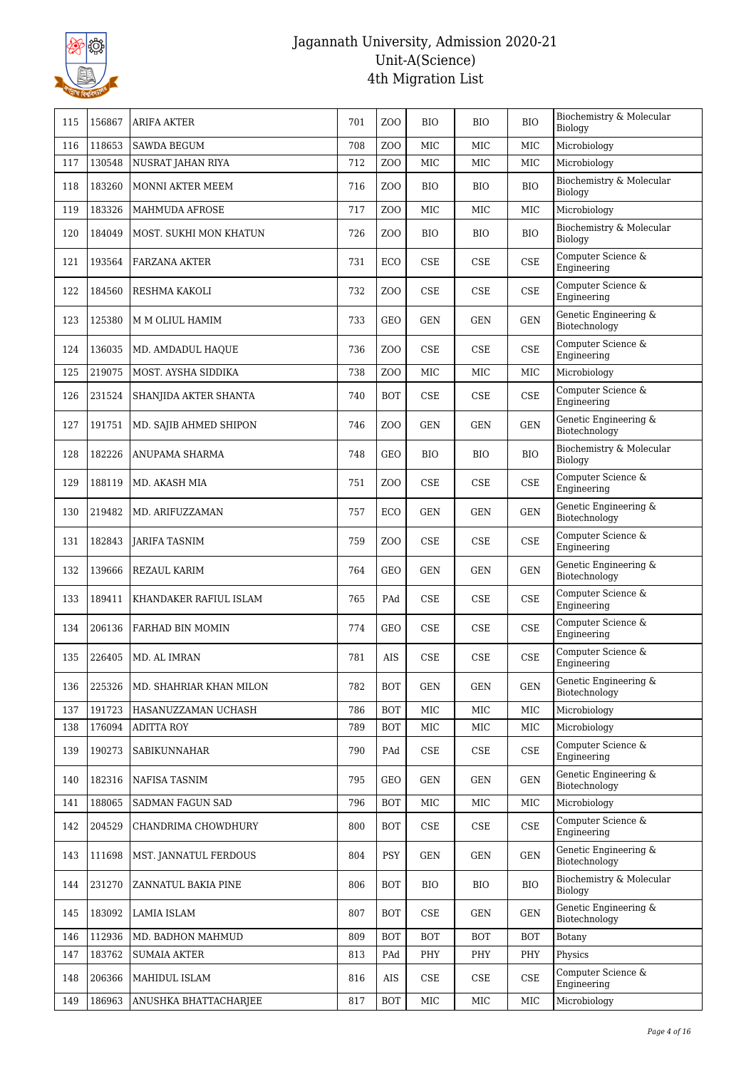# Jagannath University, Admission 2020-21
## Unit-A(Science)
## 4th Migration List

| | | | | | | | | |
|---|---|---|---|---|---|---|---|---|
| 115 | 156867 | ARIFA AKTER | 701 | ZOO | BIO | BIO | BIO | Biochemistry & Molecular Biology |
| 116 | 118653 | SAWDA BEGUM | 708 | ZOO | MIC | MIC | MIC | Microbiology |
| 117 | 130548 | NUSRAT JAHAN RIYA | 712 | ZOO | MIC | MIC | MIC | Microbiology |
| 118 | 183260 | MONNI AKTER MEEM | 716 | ZOO | BIO | BIO | BIO | Biochemistry & Molecular Biology |
| 119 | 183326 | MAHMUDA AFROSE | 717 | ZOO | MIC | MIC | MIC | Microbiology |
| 120 | 184049 | MOST. SUKHI MON KHATUN | 726 | ZOO | BIO | BIO | BIO | Biochemistry & Molecular Biology |
| 121 | 193564 | FARZANA AKTER | 731 | ECO | CSE | CSE | CSE | Computer Science & Engineering |
| 122 | 184560 | RESHMA KAKOLI | 732 | ZOO | CSE | CSE | CSE | Computer Science & Engineering |
| 123 | 125380 | M M OLIUL HAMIM | 733 | GEO | GEN | GEN | GEN | Genetic Engineering & Biotechnology |
| 124 | 136035 | MD. AMDADUL HAQUE | 736 | ZOO | CSE | CSE | CSE | Computer Science & Engineering |
| 125 | 219075 | MOST. AYSHA SIDDIKA | 738 | ZOO | MIC | MIC | MIC | Microbiology |
| 126 | 231524 | SHANJIDA AKTER SHANTA | 740 | BOT | CSE | CSE | CSE | Computer Science & Engineering |
| 127 | 191751 | MD. SAJIB AHMED SHIPON | 746 | ZOO | GEN | GEN | GEN | Genetic Engineering & Biotechnology |
| 128 | 182226 | ANUPAMA SHARMA | 748 | GEO | BIO | BIO | BIO | Biochemistry & Molecular Biology |
| 129 | 188119 | MD. AKASH MIA | 751 | ZOO | CSE | CSE | CSE | Computer Science & Engineering |
| 130 | 219482 | MD. ARIFUZZAMAN | 757 | ECO | GEN | GEN | GEN | Genetic Engineering & Biotechnology |
| 131 | 182843 | JARIFA TASNIM | 759 | ZOO | CSE | CSE | CSE | Computer Science & Engineering |
| 132 | 139666 | REZAUL KARIM | 764 | GEO | GEN | GEN | GEN | Genetic Engineering & Biotechnology |
| 133 | 189411 | KHANDAKER RAFIUL ISLAM | 765 | PAd | CSE | CSE | CSE | Computer Science & Engineering |
| 134 | 206136 | FARHAD BIN MOMIN | 774 | GEO | CSE | CSE | CSE | Computer Science & Engineering |
| 135 | 226405 | MD. AL IMRAN | 781 | AIS | CSE | CSE | CSE | Computer Science & Engineering |
| 136 | 225326 | MD. SHAHRIAR KHAN MILON | 782 | BOT | GEN | GEN | GEN | Genetic Engineering & Biotechnology |
| 137 | 191723 | HASANUZZAMAN UCHASH | 786 | BOT | MIC | MIC | MIC | Microbiology |
| 138 | 176094 | ADITTA ROY | 789 | BOT | MIC | MIC | MIC | Microbiology |
| 139 | 190273 | SABIKUNNAHAR | 790 | PAd | CSE | CSE | CSE | Computer Science & Engineering |
| 140 | 182316 | NAFISA TASNIM | 795 | GEO | GEN | GEN | GEN | Genetic Engineering & Biotechnology |
| 141 | 188065 | SADMAN FAGUN SAD | 796 | BOT | MIC | MIC | MIC | Microbiology |
| 142 | 204529 | CHANDRIMA CHOWDHURY | 800 | BOT | CSE | CSE | CSE | Computer Science & Engineering |
| 143 | 111698 | MST. JANNATUL FERDOUS | 804 | PSY | GEN | GEN | GEN | Genetic Engineering & Biotechnology |
| 144 | 231270 | ZANNATUL BAKIA PINE | 806 | BOT | BIO | BIO | BIO | Biochemistry & Molecular Biology |
| 145 | 183092 | LAMIA ISLAM | 807 | BOT | CSE | GEN | GEN | Genetic Engineering & Biotechnology |
| 146 | 112936 | MD. BADHON MAHMUD | 809 | BOT | BOT | BOT | BOT | Botany |
| 147 | 183762 | SUMAIA AKTER | 813 | PAd | PHY | PHY | PHY | Physics |
| 148 | 206366 | MAHIDUL ISLAM | 816 | AIS | CSE | CSE | CSE | Computer Science & Engineering |
| 149 | 186963 | ANUSHKA BHATTACHARJEE | 817 | BOT | MIC | MIC | MIC | Microbiology |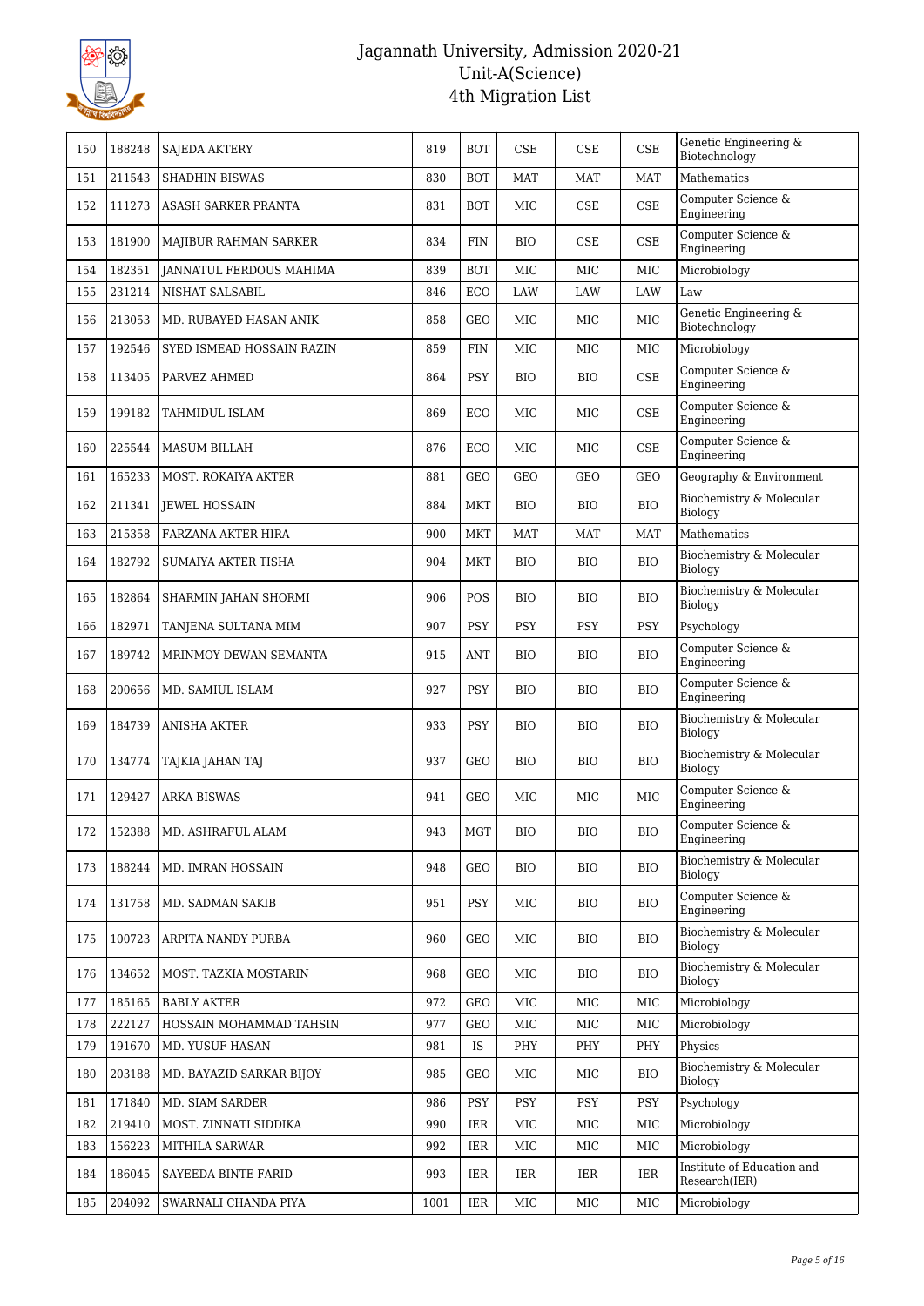# Jagannath University, Admission 2020-21
## Unit-A(Science)
## 4th Migration List

| | | | | | | | |
|---|---|---|---|---|---|---|---|
| 150 | 188248 | SAJEDA AKTERY | 819 | BOT | CSE | CSE | CSE | Genetic Engineering & Biotechnology |
| 151 | 211543 | SHADHIN BISWAS | 830 | BOT | MAT | MAT | MAT | Mathematics |
| 152 | 111273 | ASASH SARKER PRANTA | 831 | BOT | MIC | CSE | CSE | Computer Science & Engineering |
| 153 | 181900 | MAJIBUR RAHMAN SARKER | 834 | FIN | BIO | CSE | CSE | Computer Science & Engineering |
| 154 | 182351 | JANNATUL FERDOUS MAHIMA | 839 | BOT | MIC | MIC | MIC | Microbiology |
| 155 | 231214 | NISHAT SALSABIL | 846 | ECO | LAW | LAW | LAW | Law |
| 156 | 213053 | MD. RUBAYED HASAN ANIK | 858 | GEO | MIC | MIC | MIC | Genetic Engineering & Biotechnology |
| 157 | 192546 | SYED ISMEAD HOSSAIN RAZIN | 859 | FIN | MIC | MIC | MIC | Microbiology |
| 158 | 113405 | PARVEZ AHMED | 864 | PSY | BIO | BIO | CSE | Computer Science & Engineering |
| 159 | 199182 | TAHMIDUL ISLAM | 869 | ECO | MIC | MIC | CSE | Computer Science & Engineering |
| 160 | 225544 | MASUM BILLAH | 876 | ECO | MIC | MIC | CSE | Computer Science & Engineering |
| 161 | 165233 | MOST. ROKAIYA AKTER | 881 | GEO | GEO | GEO | GEO | Geography & Environment |
| 162 | 211341 | JEWEL HOSSAIN | 884 | MKT | BIO | BIO | BIO | Biochemistry & Molecular Biology |
| 163 | 215358 | FARZANA AKTER HIRA | 900 | MKT | MAT | MAT | MAT | Mathematics |
| 164 | 182792 | SUMAIYA AKTER TISHA | 904 | MKT | BIO | BIO | BIO | Biochemistry & Molecular Biology |
| 165 | 182864 | SHARMIN JAHAN SHORMI | 906 | POS | BIO | BIO | BIO | Biochemistry & Molecular Biology |
| 166 | 182971 | TANJENA SULTANA MIM | 907 | PSY | PSY | PSY | PSY | Psychology |
| 167 | 189742 | MRINMOY DEWAN SEMANTA | 915 | ANT | BIO | BIO | BIO | Computer Science & Engineering |
| 168 | 200656 | MD. SAMIUL ISLAM | 927 | PSY | BIO | BIO | BIO | Computer Science & Engineering |
| 169 | 184739 | ANISHA AKTER | 933 | PSY | BIO | BIO | BIO | Biochemistry & Molecular Biology |
| 170 | 134774 | TAJKIA JAHAN TAJ | 937 | GEO | BIO | BIO | BIO | Biochemistry & Molecular Biology |
| 171 | 129427 | ARKA BISWAS | 941 | GEO | MIC | MIC | MIC | Computer Science & Engineering |
| 172 | 152388 | MD. ASHRAFUL ALAM | 943 | MGT | BIO | BIO | BIO | Computer Science & Engineering |
| 173 | 188244 | MD. IMRAN HOSSAIN | 948 | GEO | BIO | BIO | BIO | Biochemistry & Molecular Biology |
| 174 | 131758 | MD. SADMAN SAKIB | 951 | PSY | MIC | BIO | BIO | Computer Science & Engineering |
| 175 | 100723 | ARPITA NANDY PURBA | 960 | GEO | MIC | BIO | BIO | Biochemistry & Molecular Biology |
| 176 | 134652 | MOST. TAZKIA MOSTARIN | 968 | GEO | MIC | BIO | BIO | Biochemistry & Molecular Biology |
| 177 | 185165 | BABLY AKTER | 972 | GEO | MIC | MIC | MIC | Microbiology |
| 178 | 222127 | HOSSAIN MOHAMMAD TAHSIN | 977 | GEO | MIC | MIC | MIC | Microbiology |
| 179 | 191670 | MD. YUSUF HASAN | 981 | IS | PHY | PHY | PHY | Physics |
| 180 | 203188 | MD. BAYAZID SARKAR BIJOY | 985 | GEO | MIC | MIC | BIO | Biochemistry & Molecular Biology |
| 181 | 171840 | MD. SIAM SARDER | 986 | PSY | PSY | PSY | PSY | Psychology |
| 182 | 219410 | MOST. ZINNATI SIDDIKA | 990 | IER | MIC | MIC | MIC | Microbiology |
| 183 | 156223 | MITHILA SARWAR | 992 | IER | MIC | MIC | MIC | Microbiology |
| 184 | 186045 | SAYEEDA BINTE FARID | 993 | IER | IER | IER | IER | Institute of Education and Research(IER) |
| 185 | 204092 | SWARNALI CHANDA PIYA | 1001 | IER | MIC | MIC | MIC | Microbiology |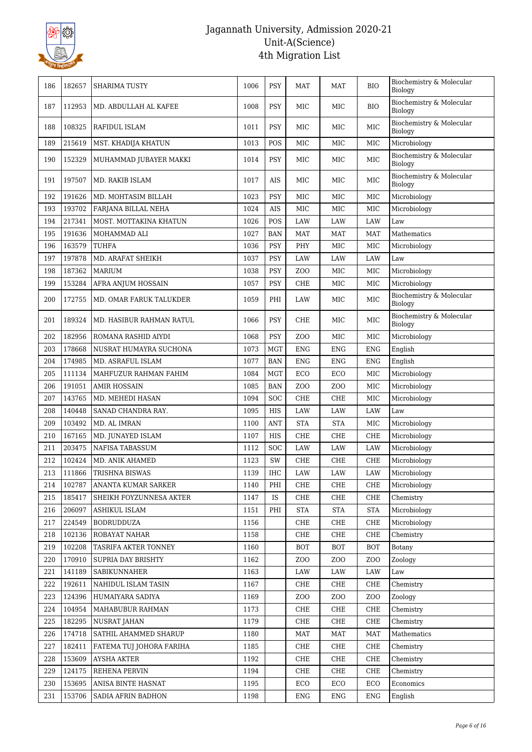# Jagannath University, Admission 2020-21
## Unit-A(Science)
## 4th Migration List

| | | | | | | | | |
|---|---|---|---|---|---|---|---|---|
| 186 | 182657 | SHARIMA TUSTY | 1006 | PSY | MAT | MAT | BIO | Biochemistry & Molecular Biology |
| 187 | 112953 | MD. ABDULLAH AL KAFEE | 1008 | PSY | MIC | MIC | BIO | Biochemistry & Molecular Biology |
| 188 | 108325 | RAFIDUL ISLAM | 1011 | PSY | MIC | MIC | MIC | Biochemistry & Molecular Biology |
| 189 | 215619 | MST. KHADIJA KHATUN | 1013 | POS | MIC | MIC | MIC | Microbiology |
| 190 | 152329 | MUHAMMAD JUBAYER MAKKI | 1014 | PSY | MIC | MIC | MIC | Biochemistry & Molecular Biology |
| 191 | 197507 | MD. RAKIB ISLAM | 1017 | AIS | MIC | MIC | MIC | Biochemistry & Molecular Biology |
| 192 | 191626 | MD. MOHTASIM BILLAH | 1023 | PSY | MIC | MIC | MIC | Microbiology |
| 193 | 193702 | FARJANA BILLAL NEHA | 1024 | AIS | MIC | MIC | MIC | Microbiology |
| 194 | 217341 | MOST. MOTTAKINA KHATUN | 1026 | POS | LAW | LAW | LAW | Law |
| 195 | 191636 | MOHAMMAD ALI | 1027 | BAN | MAT | MAT | MAT | Mathematics |
| 196 | 163579 | TUHFA | 1036 | PSY | PHY | MIC | MIC | Microbiology |
| 197 | 197878 | MD. ARAFAT SHEIKH | 1037 | PSY | LAW | LAW | LAW | Law |
| 198 | 187362 | MARIUM | 1038 | PSY | ZOO | MIC | MIC | Microbiology |
| 199 | 153284 | AFRA ANJUM HOSSAIN | 1057 | PSY | CHE | MIC | MIC | Microbiology |
| 200 | 172755 | MD. OMAR FARUK TALUKDER | 1059 | PHI | LAW | MIC | MIC | Biochemistry & Molecular Biology |
| 201 | 189324 | MD. HASIBUR RAHMAN RATUL | 1066 | PSY | CHE | MIC | MIC | Biochemistry & Molecular Biology |
| 202 | 182956 | ROMANA RASHID AIYDI | 1068 | PSY | ZOO | MIC | MIC | Microbiology |
| 203 | 178668 | NUSRAT HUMAYRA SUCHONA | 1073 | MGT | ENG | ENG | ENG | English |
| 204 | 174985 | MD. ASRAFUL ISLAM | 1077 | BAN | ENG | ENG | ENG | English |
| 205 | 111134 | MAHFUZUR RAHMAN FAHIM | 1084 | MGT | ECO | ECO | MIC | Microbiology |
| 206 | 191051 | AMIR HOSSAIN | 1085 | BAN | ZOO | ZOO | MIC | Microbiology |
| 207 | 143765 | MD. MEHEDI HASAN | 1094 | SOC | CHE | CHE | MIC | Microbiology |
| 208 | 140448 | SANAD CHANDRA RAY. | 1095 | HIS | LAW | LAW | LAW | Law |
| 209 | 103492 | MD. AL IMRAN | 1100 | ANT | STA | STA | MIC | Microbiology |
| 210 | 167165 | MD. JUNAYED ISLAM | 1107 | HIS | CHE | CHE | CHE | Microbiology |
| 211 | 203475 | NAFISA TABASSUM | 1112 | SOC | LAW | LAW | LAW | Microbiology |
| 212 | 102424 | MD. ANIK AHAMED | 1123 | SW | CHE | CHE | CHE | Microbiology |
| 213 | 111866 | TRISHNA BISWAS | 1139 | IHC | LAW | LAW | LAW | Microbiology |
| 214 | 102787 | ANANTA KUMAR SARKER | 1140 | PHI | CHE | CHE | CHE | Microbiology |
| 215 | 185417 | SHEIKH FOYZUNNESA AKTER | 1147 | IS | CHE | CHE | CHE | Chemistry |
| 216 | 206097 | ASHIKUL ISLAM | 1151 | PHI | STA | STA | STA | Microbiology |
| 217 | 224549 | BODRUDDUZA | 1156 | | CHE | CHE | CHE | Microbiology |
| 218 | 102136 | ROBAYAT NAHAR | 1158 | | CHE | CHE | CHE | Chemistry |
| 219 | 102208 | TASRIFA AKTER TONNEY | 1160 | | BOT | BOT | BOT | Botany |
| 220 | 170910 | SUPRIA DAY BRISHTY | 1162 | | ZOO | ZOO | ZOO | Zoology |
| 221 | 141189 | SABIKUNNAHER | 1163 | | LAW | LAW | LAW | Law |
| 222 | 192611 | NAHIDUL ISLAM TASIN | 1167 | | CHE | CHE | CHE | Chemistry |
| 223 | 124396 | HUMAIYARA SADIYA | 1169 | | ZOO | ZOO | ZOO | Zoology |
| 224 | 104954 | MAHABUBUR RAHMAN | 1173 | | CHE | CHE | CHE | Chemistry |
| 225 | 182295 | NUSRAT JAHAN | 1179 | | CHE | CHE | CHE | Chemistry |
| 226 | 174718 | SATHIL AHAMMED SHARUP | 1180 | | MAT | MAT | MAT | Mathematics |
| 227 | 182411 | FATEMA TUJ JOHORA FARIHA | 1185 | | CHE | CHE | CHE | Chemistry |
| 228 | 153609 | AYSHA AKTER | 1192 | | CHE | CHE | CHE | Chemistry |
| 229 | 124175 | REHENA PERVIN | 1194 | | CHE | CHE | CHE | Chemistry |
| 230 | 153695 | ANISA BINTE HASNAT | 1195 | | ECO | ECO | ECO | Economics |
| 231 | 153706 | SADIA AFRIN BADHON | 1198 | | ENG | ENG | ENG | English |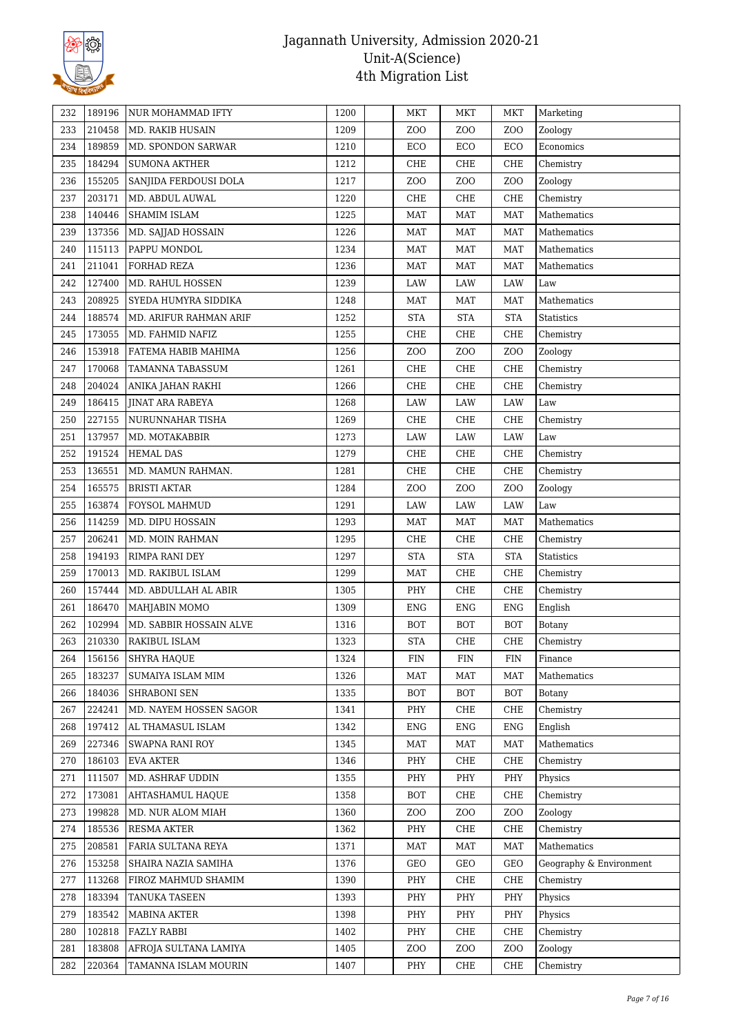| 232 | 189196 | NUR MOHAMMAD IFTY | 1200 | | MKT | MKT | MKT | Marketing |
|---|---|---|---|---|---|---|---|---|
| 233 | 210458 | MD. RAKIB HUSAIN | 1209 | | ZOO | ZOO | ZOO | Zoology |
| 234 | 189859 | MD. SPONDON SARWAR | 1210 | | ECO | ECO | ECO | Economics |
| 235 | 184294 | SUMONA AKTHER | 1212 | | CHE | CHE | CHE | Chemistry |
| 236 | 155205 | SANJIDA FERDOUSI DOLA | 1217 | | ZOO | ZOO | ZOO | Zoology |
| 237 | 203171 | MD. ABDUL AUWAL | 1220 | | CHE | CHE | CHE | Chemistry |
| 238 | 140446 | SHAMIM ISLAM | 1225 | | MAT | MAT | MAT | Mathematics |
| 239 | 137356 | MD. SAJJAD HOSSAIN | 1226 | | MAT | MAT | MAT | Mathematics |
| 240 | 115113 | PAPPU MONDOL | 1234 | | MAT | MAT | MAT | Mathematics |
| 241 | 211041 | FORHAD REZA | 1236 | | MAT | MAT | MAT | Mathematics |
| 242 | 127400 | MD. RAHUL HOSSEN | 1239 | | LAW | LAW | LAW | Law |
| 243 | 208925 | SYEDA HUMYRA SIDDIKA | 1248 | | MAT | MAT | MAT | Mathematics |
| 244 | 188574 | MD. ARIFUR RAHMAN ARIF | 1252 | | STA | STA | STA | Statistics |
| 245 | 173055 | MD. FAHMID NAFIZ | 1255 | | CHE | CHE | CHE | Chemistry |
| 246 | 153918 | FATEMA HABIB MAHIMA | 1256 | | ZOO | ZOO | ZOO | Zoology |
| 247 | 170068 | TAMANNA TABASSUM | 1261 | | CHE | CHE | CHE | Chemistry |
| 248 | 204024 | ANIKA JAHAN RAKHI | 1266 | | CHE | CHE | CHE | Chemistry |
| 249 | 186415 | JINAT ARA RABEYA | 1268 | | LAW | LAW | LAW | Law |
| 250 | 227155 | NURUNNAHAR TISHA | 1269 | | CHE | CHE | CHE | Chemistry |
| 251 | 137957 | MD. MOTAKABBIR | 1273 | | LAW | LAW | LAW | Law |
| 252 | 191524 | HEMAL DAS | 1279 | | CHE | CHE | CHE | Chemistry |
| 253 | 136551 | MD. MAMUN RAHMAN. | 1281 | | CHE | CHE | CHE | Chemistry |
| 254 | 165575 | BRISTI AKTAR | 1284 | | ZOO | ZOO | ZOO | Zoology |
| 255 | 163874 | FOYSOL MAHMUD | 1291 | | LAW | LAW | LAW | Law |
| 256 | 114259 | MD. DIPU HOSSAIN | 1293 | | MAT | MAT | MAT | Mathematics |
| 257 | 206241 | MD. MOIN RAHMAN | 1295 | | CHE | CHE | CHE | Chemistry |
| 258 | 194193 | RIMPA RANI DEY | 1297 | | STA | STA | STA | Statistics |
| 259 | 170013 | MD. RAKIBUL ISLAM | 1299 | | MAT | CHE | CHE | Chemistry |
| 260 | 157444 | MD. ABDULLAH AL ABIR | 1305 | | PHY | CHE | CHE | Chemistry |
| 261 | 186470 | MAHJABIN MOMO | 1309 | | ENG | ENG | ENG | English |
| 262 | 102994 | MD. SABBIR HOSSAIN ALVE | 1316 | | BOT | BOT | BOT | Botany |
| 263 | 210330 | RAKIBUL ISLAM | 1323 | | STA | CHE | CHE | Chemistry |
| 264 | 156156 | SHYRA HAQUE | 1324 | | FIN | FIN | FIN | Finance |
| 265 | 183237 | SUMAIYA ISLAM MIM | 1326 | | MAT | MAT | MAT | Mathematics |
| 266 | 184036 | SHRABONI SEN | 1335 | | BOT | BOT | BOT | Botany |
| 267 | 224241 | MD. NAYEM HOSSEN SAGOR | 1341 | | PHY | CHE | CHE | Chemistry |
| 268 | 197412 | AL THAMASUL ISLAM | 1342 | | ENG | ENG | ENG | English |
| 269 | 227346 | SWAPNA RANI ROY | 1345 | | MAT | MAT | MAT | Mathematics |
| 270 | 186103 | EVA AKTER | 1346 | | PHY | CHE | CHE | Chemistry |
| 271 | 111507 | MD. ASHRAF UDDIN | 1355 | | PHY | PHY | PHY | Physics |
| 272 | 173081 | AHTASHAMUL HAQUE | 1358 | | BOT | CHE | CHE | Chemistry |
| 273 | 199828 | MD. NUR ALOM MIAH | 1360 | | ZOO | ZOO | ZOO | Zoology |
| 274 | 185536 | RESMA AKTER | 1362 | | PHY | CHE | CHE | Chemistry |
| 275 | 208581 | FARIA SULTANA REYA | 1371 | | MAT | MAT | MAT | Mathematics |
| 276 | 153258 | SHAIRA NAZIA SAMIHA | 1376 | | GEO | GEO | GEO | Geography & Environment |
| 277 | 113268 | FIROZ MAHMUD SHAMIM | 1390 | | PHY | CHE | CHE | Chemistry |
| 278 | 183394 | TANUKA TASEEN | 1393 | | PHY | PHY | PHY | Physics |
| 279 | 183542 | MABINA AKTER | 1398 | | PHY | PHY | PHY | Physics |
| 280 | 102818 | FAZLY RABBI | 1402 | | PHY | CHE | CHE | Chemistry |
| 281 | 183808 | AFROJA SULTANA LAMIYA | 1405 | | ZOO | ZOO | ZOO | Zoology |
| 282 | 220364 | TAMANNA ISLAM MOURIN | 1407 | | PHY | CHE | CHE | Chemistry |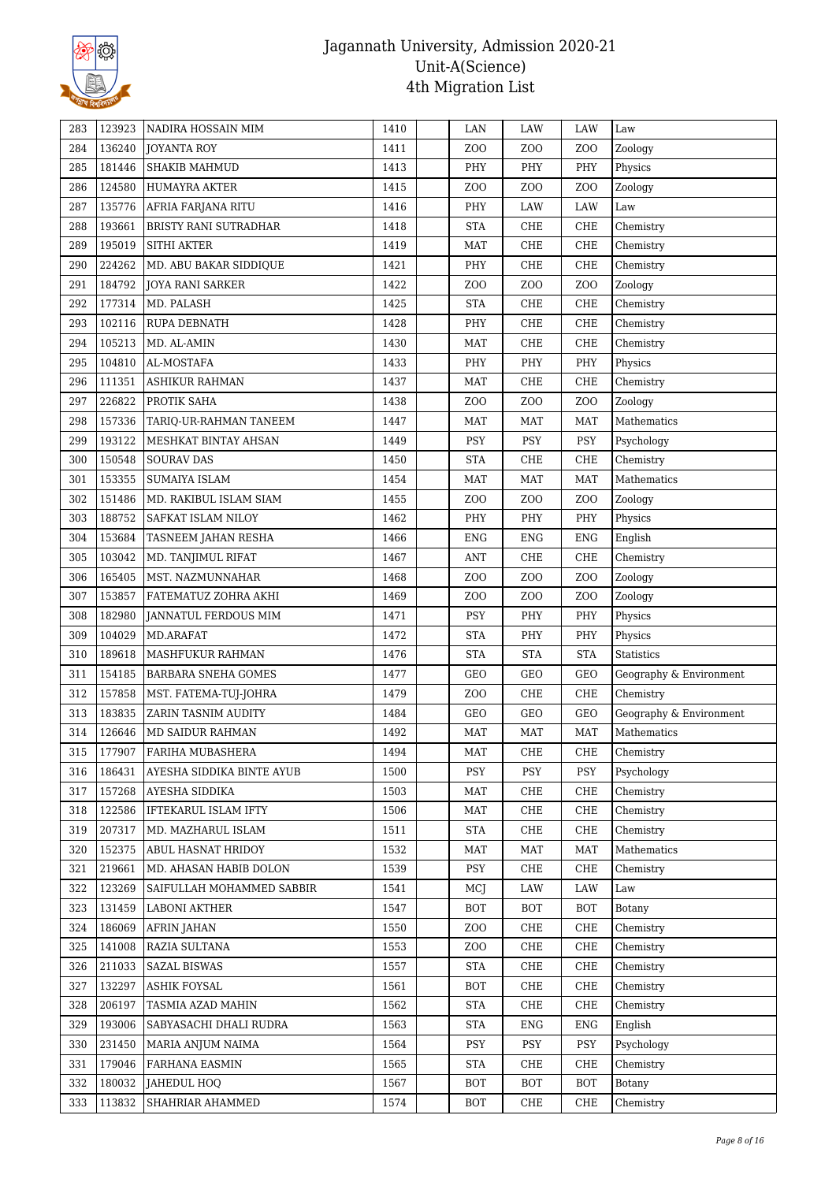| 283 | 123923 | NADIRA HOSSAIN MIM | 1410 | | LAN | LAW | LAW | Law |
|---|---|---|---|---|---|---|---|---|
| 284 | 136240 | JOYANTA ROY | 1411 | | ZOO | ZOO | ZOO | Zoology |
| 285 | 181446 | SHAKIB MAHMUD | 1413 | | PHY | PHY | PHY | Physics |
| 286 | 124580 | HUMAYRA AKTER | 1415 | | ZOO | ZOO | ZOO | Zoology |
| 287 | 135776 | AFRIA FARJANA RITU | 1416 | | PHY | LAW | LAW | Law |
| 288 | 193661 | BRISTY RANI SUTRADHAR | 1418 | | STA | CHE | CHE | Chemistry |
| 289 | 195019 | SITHI AKTER | 1419 | | MAT | CHE | CHE | Chemistry |
| 290 | 224262 | MD. ABU BAKAR SIDDIQUE | 1421 | | PHY | CHE | CHE | Chemistry |
| 291 | 184792 | JOYA RANI SARKER | 1422 | | ZOO | ZOO | ZOO | Zoology |
| 292 | 177314 | MD. PALASH | 1425 | | STA | CHE | CHE | Chemistry |
| 293 | 102116 | RUPA DEBNATH | 1428 | | PHY | CHE | CHE | Chemistry |
| 294 | 105213 | MD. AL-AMIN | 1430 | | MAT | CHE | CHE | Chemistry |
| 295 | 104810 | AL-MOSTAFA | 1433 | | PHY | PHY | PHY | Physics |
| 296 | 111351 | ASHIKUR RAHMAN | 1437 | | MAT | CHE | CHE | Chemistry |
| 297 | 226822 | PROTIK SAHA | 1438 | | ZOO | ZOO | ZOO | Zoology |
| 298 | 157336 | TARIQ-UR-RAHMAN TANEEM | 1447 | | MAT | MAT | MAT | Mathematics |
| 299 | 193122 | MESHKAT BINTAY AHSAN | 1449 | | PSY | PSY | PSY | Psychology |
| 300 | 150548 | SOURAV DAS | 1450 | | STA | CHE | CHE | Chemistry |
| 301 | 153355 | SUMAIYA ISLAM | 1454 | | MAT | MAT | MAT | Mathematics |
| 302 | 151486 | MD. RAKIBUL ISLAM SIAM | 1455 | | ZOO | ZOO | ZOO | Zoology |
| 303 | 188752 | SAFKAT ISLAM NILOY | 1462 | | PHY | PHY | PHY | Physics |
| 304 | 153684 | TASNEEM JAHAN RESHA | 1466 | | ENG | ENG | ENG | English |
| 305 | 103042 | MD. TANJIMUL RIFAT | 1467 | | ANT | CHE | CHE | Chemistry |
| 306 | 165405 | MST. NAZMUNNAHAR | 1468 | | ZOO | ZOO | ZOO | Zoology |
| 307 | 153857 | FATEMATUZ ZOHRA AKHI | 1469 | | ZOO | ZOO | ZOO | Zoology |
| 308 | 182980 | JANNATUL FERDOUS MIM | 1471 | | PSY | PHY | PHY | Physics |
| 309 | 104029 | MD.ARAFAT | 1472 | | STA | PHY | PHY | Physics |
| 310 | 189618 | MASHFUKUR RAHMAN | 1476 | | STA | STA | STA | Statistics |
| 311 | 154185 | BARBARA SNEHA GOMES | 1477 | | GEO | GEO | GEO | Geography & Environment |
| 312 | 157858 | MST. FATEMA-TUJ-JOHRA | 1479 | | ZOO | CHE | CHE | Chemistry |
| 313 | 183835 | ZARIN TASNIM AUDITY | 1484 | | GEO | GEO | GEO | Geography & Environment |
| 314 | 126646 | MD SAIDUR RAHMAN | 1492 | | MAT | MAT | MAT | Mathematics |
| 315 | 177907 | FARIHA MUBASHERA | 1494 | | MAT | CHE | CHE | Chemistry |
| 316 | 186431 | AYESHA SIDDIKA BINTE AYUB | 1500 | | PSY | PSY | PSY | Psychology |
| 317 | 157268 | AYESHA SIDDIKA | 1503 | | MAT | CHE | CHE | Chemistry |
| 318 | 122586 | IFTEKARUL ISLAM IFTY | 1506 | | MAT | CHE | CHE | Chemistry |
| 319 | 207317 | MD. MAZHARUL ISLAM | 1511 | | STA | CHE | CHE | Chemistry |
| 320 | 152375 | ABUL HASNAT HRIDOY | 1532 | | MAT | MAT | MAT | Mathematics |
| 321 | 219661 | MD. AHASAN HABIB DOLON | 1539 | | PSY | CHE | CHE | Chemistry |
| 322 | 123269 | SAIFULLAH MOHAMMED SABBIR | 1541 | | MCJ | LAW | LAW | Law |
| 323 | 131459 | LABONI AKTHER | 1547 | | BOT | BOT | BOT | Botany |
| 324 | 186069 | AFRIN JAHAN | 1550 | | ZOO | CHE | CHE | Chemistry |
| 325 | 141008 | RAZIA SULTANA | 1553 | | ZOO | CHE | CHE | Chemistry |
| 326 | 211033 | SAZAL BISWAS | 1557 | | STA | CHE | CHE | Chemistry |
| 327 | 132297 | ASHIK FOYSAL | 1561 | | BOT | CHE | CHE | Chemistry |
| 328 | 206197 | TASMIA AZAD MAHIN | 1562 | | STA | CHE | CHE | Chemistry |
| 329 | 193006 | SABYASACHI DHALI RUDRA | 1563 | | STA | ENG | ENG | English |
| 330 | 231450 | MARIA ANJUM NAIMA | 1564 | | PSY | PSY | PSY | Psychology |
| 331 | 179046 | FARHANA EASMIN | 1565 | | STA | CHE | CHE | Chemistry |
| 332 | 180032 | JAHEDUL HOQ | 1567 | | BOT | BOT | BOT | Botany |
| 333 | 113832 | SHAHRIAR AHAMMED | 1574 | | BOT | CHE | CHE | Chemistry |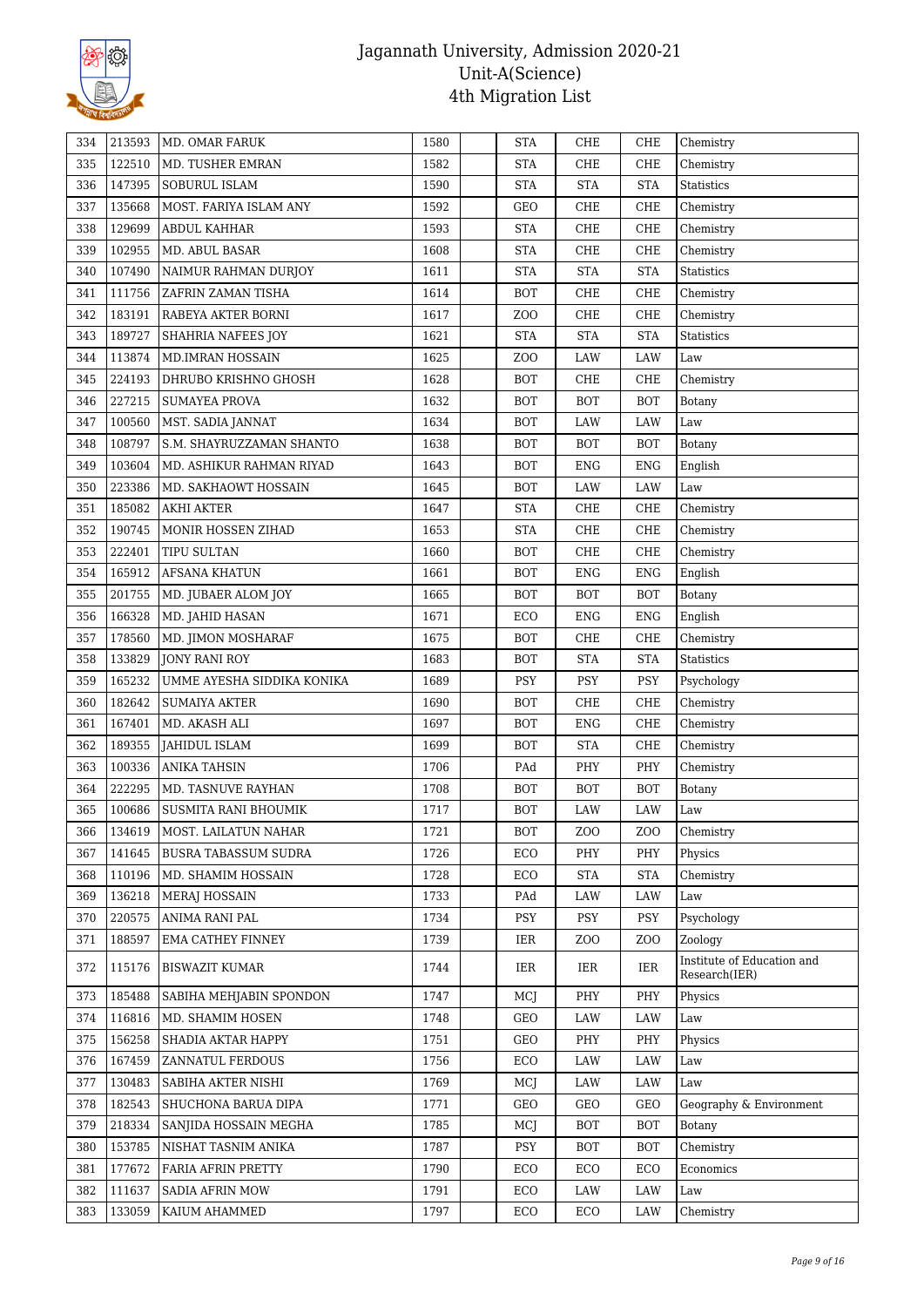# Jagannath University, Admission 2020-21
## Unit-A(Science)
## 4th Migration List

| | | | | | | | | |
|---|---|---|---|---|---|---|---|---|
| 334 | 213593 | MD. OMAR FARUK | 1580 | | STA | CHE | CHE | Chemistry |
| 335 | 122510 | MD. TUSHER EMRAN | 1582 | | STA | CHE | CHE | Chemistry |
| 336 | 147395 | SOBURUL ISLAM | 1590 | | STA | STA | STA | Statistics |
| 337 | 135668 | MOST. FARIYA ISLAM ANY | 1592 | | GEO | CHE | CHE | Chemistry |
| 338 | 129699 | ABDUL KAHHAR | 1593 | | STA | CHE | CHE | Chemistry |
| 339 | 102955 | MD. ABUL BASAR | 1608 | | STA | CHE | CHE | Chemistry |
| 340 | 107490 | NAIMUR RAHMAN DURJOY | 1611 | | STA | STA | STA | Statistics |
| 341 | 111756 | ZAFRIN ZAMAN TISHA | 1614 | | BOT | CHE | CHE | Chemistry |
| 342 | 183191 | RABEYA AKTER BORNI | 1617 | | ZOO | CHE | CHE | Chemistry |
| 343 | 189727 | SHAHRIA NAFEES JOY | 1621 | | STA | STA | STA | Statistics |
| 344 | 113874 | MD.IMRAN HOSSAIN | 1625 | | ZOO | LAW | LAW | Law |
| 345 | 224193 | DHRUBO KRISHNO GHOSH | 1628 | | BOT | CHE | CHE | Chemistry |
| 346 | 227215 | SUMAYEA PROVA | 1632 | | BOT | BOT | BOT | Botany |
| 347 | 100560 | MST. SADIA JANNAT | 1634 | | BOT | LAW | LAW | Law |
| 348 | 108797 | S.M. SHAYRUZZAMAN SHANTO | 1638 | | BOT | BOT | BOT | Botany |
| 349 | 103604 | MD. ASHIKUR RAHMAN RIYAD | 1643 | | BOT | ENG | ENG | English |
| 350 | 223386 | MD. SAKHAOWT HOSSAIN | 1645 | | BOT | LAW | LAW | Law |
| 351 | 185082 | AKHI AKTER | 1647 | | STA | CHE | CHE | Chemistry |
| 352 | 190745 | MONIR HOSSEN ZIHAD | 1653 | | STA | CHE | CHE | Chemistry |
| 353 | 222401 | TIPU SULTAN | 1660 | | BOT | CHE | CHE | Chemistry |
| 354 | 165912 | AFSANA KHATUN | 1661 | | BOT | ENG | ENG | English |
| 355 | 201755 | MD. JUBAER ALOM JOY | 1665 | | BOT | BOT | BOT | Botany |
| 356 | 166328 | MD. JAHID HASAN | 1671 | | ECO | ENG | ENG | English |
| 357 | 178560 | MD. JIMON MOSHARAF | 1675 | | BOT | CHE | CHE | Chemistry |
| 358 | 133829 | JONY RANI ROY | 1683 | | BOT | STA | STA | Statistics |
| 359 | 165232 | UMME AYESHA SIDDIKA KONIKA | 1689 | | PSY | PSY | PSY | Psychology |
| 360 | 182642 | SUMAIYA AKTER | 1690 | | BOT | CHE | CHE | Chemistry |
| 361 | 167401 | MD. AKASH ALI | 1697 | | BOT | ENG | CHE | Chemistry |
| 362 | 189355 | JAHIDUL ISLAM | 1699 | | BOT | STA | CHE | Chemistry |
| 363 | 100336 | ANIKA TAHSIN | 1706 | | PAd | PHY | PHY | Chemistry |
| 364 | 222295 | MD. TASNUVE RAYHAN | 1708 | | BOT | BOT | BOT | Botany |
| 365 | 100686 | SUSMITA RANI BHOUMIK | 1717 | | BOT | LAW | LAW | Law |
| 366 | 134619 | MOST. LAILATUN NAHAR | 1721 | | BOT | ZOO | ZOO | Chemistry |
| 367 | 141645 | BUSRA TABASSUM SUDRA | 1726 | | ECO | PHY | PHY | Physics |
| 368 | 110196 | MD. SHAMIM HOSSAIN | 1728 | | ECO | STA | STA | Chemistry |
| 369 | 136218 | MERAJ HOSSAIN | 1733 | | PAd | LAW | LAW | Law |
| 370 | 220575 | ANIMA RANI PAL | 1734 | | PSY | PSY | PSY | Psychology |
| 371 | 188597 | EMA CATHEY FINNEY | 1739 | | IER | ZOO | ZOO | Zoology |
| 372 | 115176 | BISWAZIT KUMAR | 1744 | | IER | IER | IER | Institute of Education and Research(IER) |
| 373 | 185488 | SABIHA MEHJABIN SPONDON | 1747 | | MCJ | PHY | PHY | Physics |
| 374 | 116816 | MD. SHAMIM HOSEN | 1748 | | GEO | LAW | LAW | Law |
| 375 | 156258 | SHADIA AKTAR HAPPY | 1751 | | GEO | PHY | PHY | Physics |
| 376 | 167459 | ZANNATUL FERDOUS | 1756 | | ECO | LAW | LAW | Law |
| 377 | 130483 | SABIHA AKTER NISHI | 1769 | | MCJ | LAW | LAW | Law |
| 378 | 182543 | SHUCHONA BARUA DIPA | 1771 | | GEO | GEO | GEO | Geography & Environment |
| 379 | 218334 | SANJIDA HOSSAIN MEGHA | 1785 | | MCJ | BOT | BOT | Botany |
| 380 | 153785 | NISHAT TASNIM ANIKA | 1787 | | PSY | BOT | BOT | Chemistry |
| 381 | 177672 | FARIA AFRIN PRETTY | 1790 | | ECO | ECO | ECO | Economics |
| 382 | 111637 | SADIA AFRIN MOW | 1791 | | ECO | LAW | LAW | Law |
| 383 | 133059 | KAIUM AHAMMED | 1797 | | ECO | ECO | LAW | Chemistry |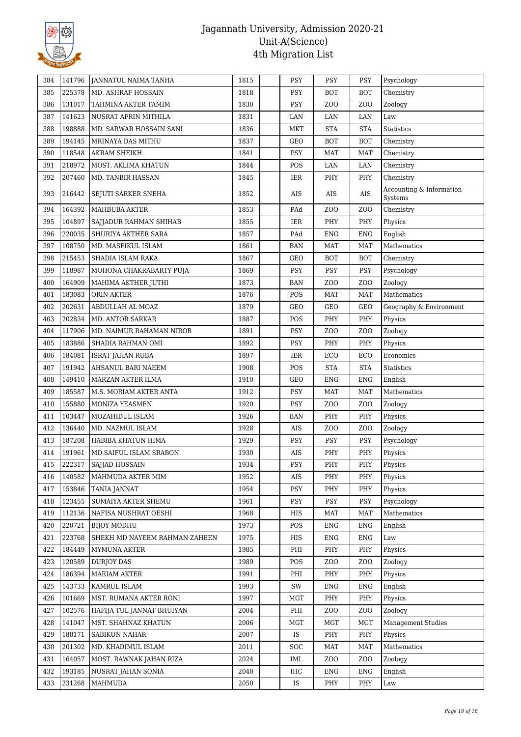# Jagannath University, Admission 2020-21
## Unit-A(Science)
## 4th Migration List

| | | | | | | | | |
|---|---|---|---|---|---|---|---|---|
| 384 | 141796 | JANNATUL NAIMA TANHA | 1815 | | PSY | PSY | PSY | Psychology |
| 385 | 225378 | MD. ASHRAF HOSSAIN | 1818 | | PSY | BOT | BOT | Chemistry |
| 386 | 131017 | TAHMINA AKTER TAMIM | 1830 | | PSY | ZOO | ZOO | Zoology |
| 387 | 141623 | NUSRAT AFRIN MITHILA | 1831 | | LAN | LAN | LAN | Law |
| 388 | 198888 | MD. SARWAR HOSSAIN SANI | 1836 | | MKT | STA | STA | Statistics |
| 389 | 194145 | MRINAYA DAS MITHU | 1837 | | GEO | BOT | BOT | Chemistry |
| 390 | 118548 | AKRAM SHEIKH | 1841 | | PSY | MAT | MAT | Chemistry |
| 391 | 218972 | MOST. AKLIMA KHATUN | 1844 | | POS | LAN | LAN | Chemistry |
| 392 | 207460 | MD. TANBIR HASSAN | 1845 | | IER | PHY | PHY | Chemistry |
| 393 | 216442 | SEJUTI SARKER SNEHA | 1852 | | AIS | AIS | AIS | Accounting & Information Systems |
| 394 | 164392 | MAHBUBA AKTER | 1853 | | PAd | ZOO | ZOO | Chemistry |
| 395 | 104897 | SAJJADUR RAHMAN SHIHAB | 1855 | | IER | PHY | PHY | Physics |
| 396 | 220035 | SHURIYA AKTHER SARA | 1857 | | PAd | ENG | ENG | English |
| 397 | 108750 | MD. MASFIKUL ISLAM | 1861 | | BAN | MAT | MAT | Mathematics |
| 398 | 215453 | SHADIA ISLAM RAKA | 1867 | | GEO | BOT | BOT | Chemistry |
| 399 | 118987 | MOHONA CHAKRABARTY PUJA | 1869 | | PSY | PSY | PSY | Psychology |
| 400 | 164909 | MAHIMA AKTHER JUTHI | 1873 | | BAN | ZOO | ZOO | Zoology |
| 401 | 183083 | ORIN AKTER | 1876 | | POS | MAT | MAT | Mathematics |
| 402 | 202631 | ABDULLAH AL MOAZ | 1879 | | GEO | GEO | GEO | Geography & Environment |
| 403 | 202834 | MD. ANTOR SARKAR | 1887 | | POS | PHY | PHY | Physics |
| 404 | 117906 | MD. NAIMUR RAHAMAN NIROB | 1891 | | PSY | ZOO | ZOO | Zoology |
| 405 | 183886 | SHADIA RAHMAN OMI | 1892 | | PSY | PHY | PHY | Physics |
| 406 | 184081 | ISRAT JAHAN RUBA | 1897 | | IER | ECO | ECO | Economics |
| 407 | 191942 | AHSANUL BARI NAEEM | 1908 | | POS | STA | STA | Statistics |
| 408 | 149410 | MARZAN AKTER ILMA | 1910 | | GEO | ENG | ENG | English |
| 409 | 185587 | M.S. MORIAM AKTER ANTA | 1912 | | PSY | MAT | MAT | Mathematics |
| 410 | 155880 | MONIZA YEASMEN | 1920 | | PSY | ZOO | ZOO | Zoology |
| 411 | 103447 | MOZAHIDUL ISLAM | 1926 | | BAN | PHY | PHY | Physics |
| 412 | 136440 | MD. NAZMUL ISLAM | 1928 | | AIS | ZOO | ZOO | Zoology |
| 413 | 187208 | HABIBA KHATUN HIMA | 1929 | | PSY | PSY | PSY | Psychology |
| 414 | 191961 | MD.SAIFUL ISLAM SRABON | 1930 | | AIS | PHY | PHY | Physics |
| 415 | 222317 | SAJJAD HOSSAIN | 1934 | | PSY | PHY | PHY | Physics |
| 416 | 140582 | MAHMUDA AKTER MIM | 1952 | | AIS | PHY | PHY | Physics |
| 417 | 153846 | TANIA JANNAT | 1954 | | PSY | PHY | PHY | Physics |
| 418 | 123455 | SUMAIYA AKTER SHEMU | 1961 | | PSY | PSY | PSY | Psychology |
| 419 | 112136 | NAFISA NUSHRAT OESHI | 1968 | | HIS | MAT | MAT | Mathematics |
| 420 | 220721 | BIJOY MODHU | 1973 | | POS | ENG | ENG | English |
| 421 | 223768 | SHEKH MD NAYEEM RAHMAN ZAHEEN | 1975 | | HIS | ENG | ENG | Law |
| 422 | 184449 | MYMUNA AKTER | 1985 | | PHI | PHY | PHY | Physics |
| 423 | 120589 | DURJOY DAS | 1989 | | POS | ZOO | ZOO | Zoology |
| 424 | 186394 | MARIAM AKTER | 1991 | | PHI | PHY | PHY | Physics |
| 425 | 143733 | KAMRUL ISLAM | 1993 | | SW | ENG | ENG | English |
| 426 | 101669 | MST. RUMANA AKTER RONI | 1997 | | MGT | PHY | PHY | Physics |
| 427 | 102576 | HAFIJA TUL JANNAT BHUIYAN | 2004 | | PHI | ZOO | ZOO | Zoology |
| 428 | 141047 | MST. SHAHNAZ KHATUN | 2006 | | MGT | MGT | MGT | Management Studies |
| 429 | 188171 | SABIKUN NAHAR | 2007 | | IS | PHY | PHY | Physics |
| 430 | 201302 | MD. KHADIMUL ISLAM | 2011 | | SOC | MAT | MAT | Mathematics |
| 431 | 164057 | MOST. RAWNAK JAHAN RIZA | 2024 | | IML | ZOO | ZOO | Zoology |
| 432 | 193185 | NUSRAT JAHAN SONIA | 2040 | | IHC | ENG | ENG | English |
| 433 | 231268 | MAHMUDA | 2050 | | IS | PHY | PHY | Law |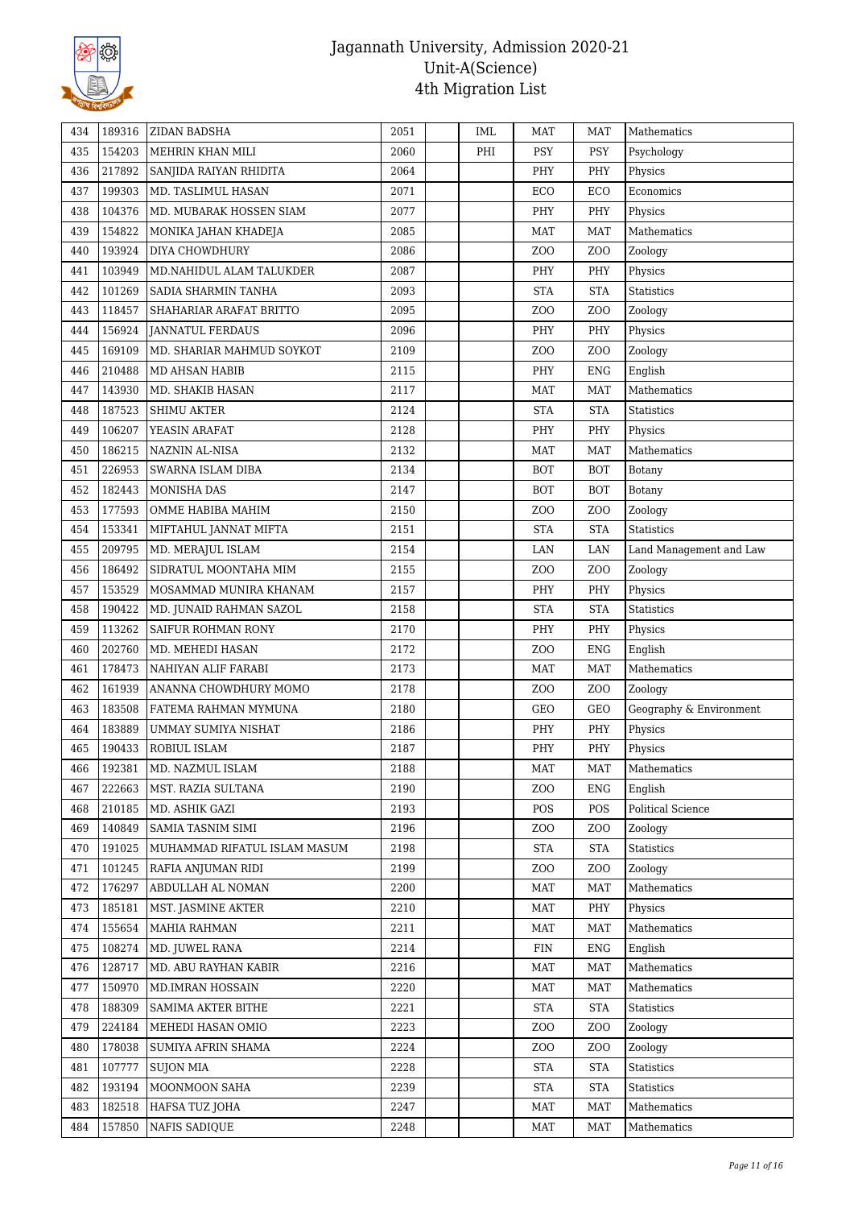# Jagannath University, Admission 2020-21
## Unit-A(Science)
## 4th Migration List

| | | | | | | | | |
|---|---|---|---|---|---|---|---|---|
| 434 | 189316 | ZIDAN BADSHA | 2051 | | IML | MAT | MAT | Mathematics |
| 435 | 154203 | MEHRIN KHAN MILI | 2060 | | PHI | PSY | PSY | Psychology |
| 436 | 217892 | SANJIDA RAIYAN RHIDITA | 2064 | | | PHY | PHY | Physics |
| 437 | 199303 | MD. TASLIMUL HASAN | 2071 | | | ECO | ECO | Economics |
| 438 | 104376 | MD. MUBARAK HOSSEN SIAM | 2077 | | | PHY | PHY | Physics |
| 439 | 154822 | MONIKA JAHAN KHADEJA | 2085 | | | MAT | MAT | Mathematics |
| 440 | 193924 | DIYA CHOWDHURY | 2086 | | | ZOO | ZOO | Zoology |
| 441 | 103949 | MD.NAHIDUL ALAM TALUKDER | 2087 | | | PHY | PHY | Physics |
| 442 | 101269 | SADIA SHARMIN TANHA | 2093 | | | STA | STA | Statistics |
| 443 | 118457 | SHAHARIAR ARAFAT BRITTO | 2095 | | | ZOO | ZOO | Zoology |
| 444 | 156924 | JANNATUL FERDAUS | 2096 | | | PHY | PHY | Physics |
| 445 | 169109 | MD. SHARIAR MAHMUD SOYKOT | 2109 | | | ZOO | ZOO | Zoology |
| 446 | 210488 | MD AHSAN HABIB | 2115 | | | PHY | ENG | English |
| 447 | 143930 | MD. SHAKIB HASAN | 2117 | | | MAT | MAT | Mathematics |
| 448 | 187523 | SHIMU AKTER | 2124 | | | STA | STA | Statistics |
| 449 | 106207 | YEASIN ARAFAT | 2128 | | | PHY | PHY | Physics |
| 450 | 186215 | NAZNIN AL-NISA | 2132 | | | MAT | MAT | Mathematics |
| 451 | 226953 | SWARNA ISLAM DIBA | 2134 | | | BOT | BOT | Botany |
| 452 | 182443 | MONISHA DAS | 2147 | | | BOT | BOT | Botany |
| 453 | 177593 | OMME HABIBA MAHIM | 2150 | | | ZOO | ZOO | Zoology |
| 454 | 153341 | MIFTAHUL JANNAT MIFTA | 2151 | | | STA | STA | Statistics |
| 455 | 209795 | MD. MERAJUL ISLAM | 2154 | | | LAN | LAN | Land Management and Law |
| 456 | 186492 | SIDRATUL MOONTAHA MIM | 2155 | | | ZOO | ZOO | Zoology |
| 457 | 153529 | MOSAMMAD MUNIRA KHANAM | 2157 | | | PHY | PHY | Physics |
| 458 | 190422 | MD. JUNAID RAHMAN SAZOL | 2158 | | | STA | STA | Statistics |
| 459 | 113262 | SAIFUR ROHMAN RONY | 2170 | | | PHY | PHY | Physics |
| 460 | 202760 | MD. MEHEDI HASAN | 2172 | | | ZOO | ENG | English |
| 461 | 178473 | NAHIYAN ALIF FARABI | 2173 | | | MAT | MAT | Mathematics |
| 462 | 161939 | ANANNA CHOWDHURY MOMO | 2178 | | | ZOO | ZOO | Zoology |
| 463 | 183508 | FATEMA RAHMAN MYMUNA | 2180 | | | GEO | GEO | Geography & Environment |
| 464 | 183889 | UMMAY SUMIYA NISHAT | 2186 | | | PHY | PHY | Physics |
| 465 | 190433 | ROBIUL ISLAM | 2187 | | | PHY | PHY | Physics |
| 466 | 192381 | MD. NAZMUL ISLAM | 2188 | | | MAT | MAT | Mathematics |
| 467 | 222663 | MST. RAZIA SULTANA | 2190 | | | ZOO | ENG | English |
| 468 | 210185 | MD. ASHIK GAZI | 2193 | | | POS | POS | Political Science |
| 469 | 140849 | SAMIA TASNIM SIMI | 2196 | | | ZOO | ZOO | Zoology |
| 470 | 191025 | MUHAMMAD RIFATUL ISLAM MASUM | 2198 | | | STA | STA | Statistics |
| 471 | 101245 | RAFIA ANJUMAN RIDI | 2199 | | | ZOO | ZOO | Zoology |
| 472 | 176297 | ABDULLAH AL NOMAN | 2200 | | | MAT | MAT | Mathematics |
| 473 | 185181 | MST. JASMINE AKTER | 2210 | | | MAT | PHY | Physics |
| 474 | 155654 | MAHIA RAHMAN | 2211 | | | MAT | MAT | Mathematics |
| 475 | 108274 | MD. JUWEL RANA | 2214 | | | FIN | ENG | English |
| 476 | 128717 | MD. ABU RAYHAN KABIR | 2216 | | | MAT | MAT | Mathematics |
| 477 | 150970 | MD.IMRAN HOSSAIN | 2220 | | | MAT | MAT | Mathematics |
| 478 | 188309 | SAMIMA AKTER BITHE | 2221 | | | STA | STA | Statistics |
| 479 | 224184 | MEHEDI HASAN OMIO | 2223 | | | ZOO | ZOO | Zoology |
| 480 | 178038 | SUMIYA AFRIN SHAMA | 2224 | | | ZOO | ZOO | Zoology |
| 481 | 107777 | SUJON MIA | 2228 | | | STA | STA | Statistics |
| 482 | 193194 | MOONMOON SAHA | 2239 | | | STA | STA | Statistics |
| 483 | 182518 | HAFSA TUZ JOHA | 2247 | | | MAT | MAT | Mathematics |
| 484 | 157850 | NAFIS SADIQUE | 2248 | | | MAT | MAT | Mathematics |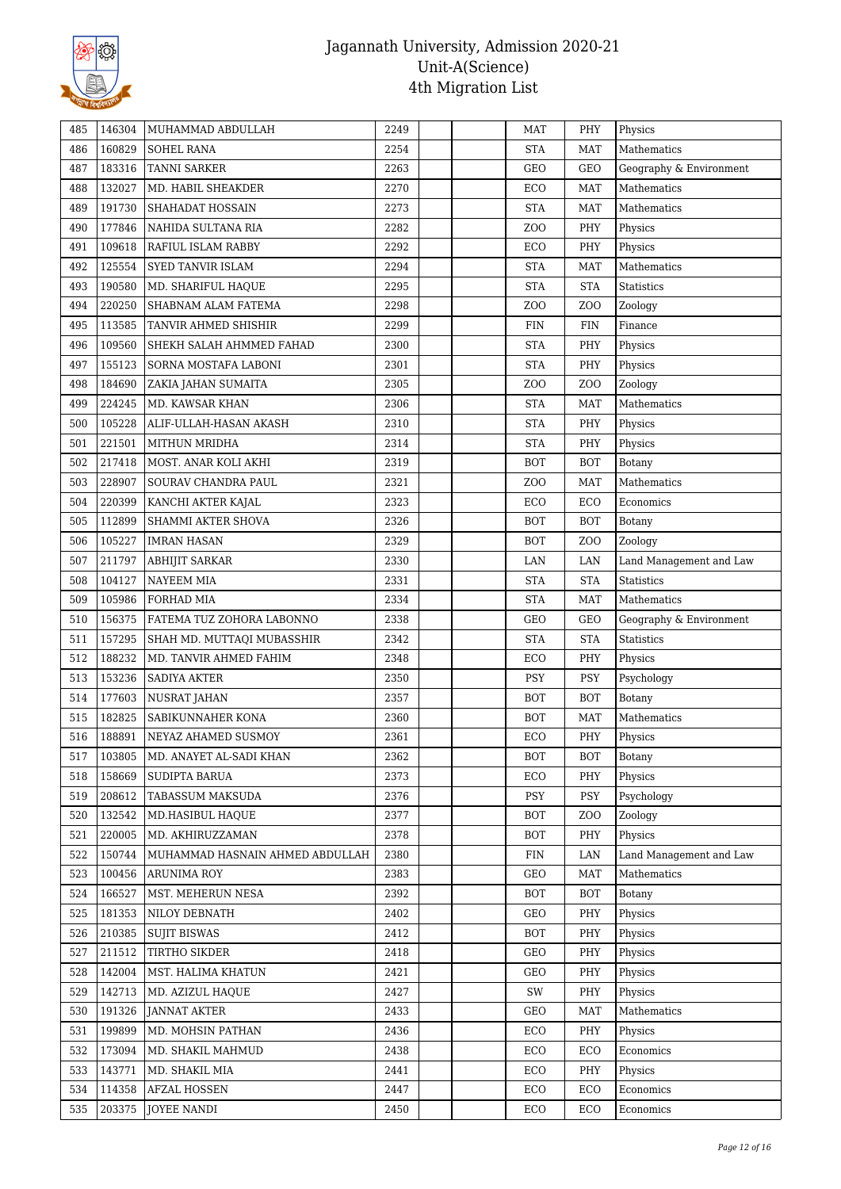# Jagannath University, Admission 2020-21
## Unit-A(Science)
## 4th Migration List

| | | | | | | | | |
|---|---|---|---|---|---|---|---|---|
| 485 | 146304 | MUHAMMAD ABDULLAH | 2249 | | | MAT | PHY | Physics |
| 486 | 160829 | SOHEL RANA | 2254 | | | STA | MAT | Mathematics |
| 487 | 183316 | TANNI SARKER | 2263 | | | GEO | GEO | Geography & Environment |
| 488 | 132027 | MD. HABIL SHEAKDER | 2270 | | | ECO | MAT | Mathematics |
| 489 | 191730 | SHAHADAT HOSSAIN | 2273 | | | STA | MAT | Mathematics |
| 490 | 177846 | NAHIDA SULTANA RIA | 2282 | | | ZOO | PHY | Physics |
| 491 | 109618 | RAFIUL ISLAM RABBY | 2292 | | | ECO | PHY | Physics |
| 492 | 125554 | SYED TANVIR ISLAM | 2294 | | | STA | MAT | Mathematics |
| 493 | 190580 | MD. SHARIFUL HAQUE | 2295 | | | STA | STA | Statistics |
| 494 | 220250 | SHABNAM ALAM FATEMA | 2298 | | | ZOO | ZOO | Zoology |
| 495 | 113585 | TANVIR AHMED SHISHIR | 2299 | | | FIN | FIN | Finance |
| 496 | 109560 | SHEKH SALAH AHMMED FAHAD | 2300 | | | STA | PHY | Physics |
| 497 | 155123 | SORNA MOSTAFA LABONI | 2301 | | | STA | PHY | Physics |
| 498 | 184690 | ZAKIA JAHAN SUMAITA | 2305 | | | ZOO | ZOO | Zoology |
| 499 | 224245 | MD. KAWSAR KHAN | 2306 | | | STA | MAT | Mathematics |
| 500 | 105228 | ALIF-ULLAH-HASAN AKASH | 2310 | | | STA | PHY | Physics |
| 501 | 221501 | MITHUN MRIDHA | 2314 | | | STA | PHY | Physics |
| 502 | 217418 | MOST. ANAR KOLI AKHI | 2319 | | | BOT | BOT | Botany |
| 503 | 228907 | SOURAV CHANDRA PAUL | 2321 | | | ZOO | MAT | Mathematics |
| 504 | 220399 | KANCHI AKTER KAJAL | 2323 | | | ECO | ECO | Economics |
| 505 | 112899 | SHAMMI AKTER SHOVA | 2326 | | | BOT | BOT | Botany |
| 506 | 105227 | IMRAN HASAN | 2329 | | | BOT | ZOO | Zoology |
| 507 | 211797 | ABHIJIT SARKAR | 2330 | | | LAN | LAN | Land Management and Law |
| 508 | 104127 | NAYEEM MIA | 2331 | | | STA | STA | Statistics |
| 509 | 105986 | FORHAD MIA | 2334 | | | STA | MAT | Mathematics |
| 510 | 156375 | FATEMA TUZ ZOHORA LABONNO | 2338 | | | GEO | GEO | Geography & Environment |
| 511 | 157295 | SHAH MD. MUTTAQI MUBASSHIR | 2342 | | | STA | STA | Statistics |
| 512 | 188232 | MD. TANVIR AHMED FAHIM | 2348 | | | ECO | PHY | Physics |
| 513 | 153236 | SADIYA AKTER | 2350 | | | PSY | PSY | Psychology |
| 514 | 177603 | NUSRAT JAHAN | 2357 | | | BOT | BOT | Botany |
| 515 | 182825 | SABIKUNNAHER KONA | 2360 | | | BOT | MAT | Mathematics |
| 516 | 188891 | NEYAZ AHAMED SUSMOY | 2361 | | | ECO | PHY | Physics |
| 517 | 103805 | MD. ANAYET AL-SADI KHAN | 2362 | | | BOT | BOT | Botany |
| 518 | 158669 | SUDIPTA BARUA | 2373 | | | ECO | PHY | Physics |
| 519 | 208612 | TABASSUM MAKSUDA | 2376 | | | PSY | PSY | Psychology |
| 520 | 132542 | MD.HASIBUL HAQUE | 2377 | | | BOT | ZOO | Zoology |
| 521 | 220005 | MD. AKHIRUZZAMAN | 2378 | | | BOT | PHY | Physics |
| 522 | 150744 | MUHAMMAD HASNAIN AHMED ABDULLAH | 2380 | | | FIN | LAN | Land Management and Law |
| 523 | 100456 | ARUNIMA ROY | 2383 | | | GEO | MAT | Mathematics |
| 524 | 166527 | MST. MEHERUN NESA | 2392 | | | BOT | BOT | Botany |
| 525 | 181353 | NILOY DEBNATH | 2402 | | | GEO | PHY | Physics |
| 526 | 210385 | SUJIT BISWAS | 2412 | | | BOT | PHY | Physics |
| 527 | 211512 | TIRTHO SIKDER | 2418 | | | GEO | PHY | Physics |
| 528 | 142004 | MST. HALIMA KHATUN | 2421 | | | GEO | PHY | Physics |
| 529 | 142713 | MD. AZIZUL HAQUE | 2427 | | | SW | PHY | Physics |
| 530 | 191326 | JANNAT AKTER | 2433 | | | GEO | MAT | Mathematics |
| 531 | 199899 | MD. MOHSIN PATHAN | 2436 | | | ECO | PHY | Physics |
| 532 | 173094 | MD. SHAKIL MAHMUD | 2438 | | | ECO | ECO | Economics |
| 533 | 143771 | MD. SHAKIL MIA | 2441 | | | ECO | PHY | Physics |
| 534 | 114358 | AFZAL HOSSEN | 2447 | | | ECO | ECO | Economics |
| 535 | 203375 | JOYEE NANDI | 2450 | | | ECO | ECO | Economics |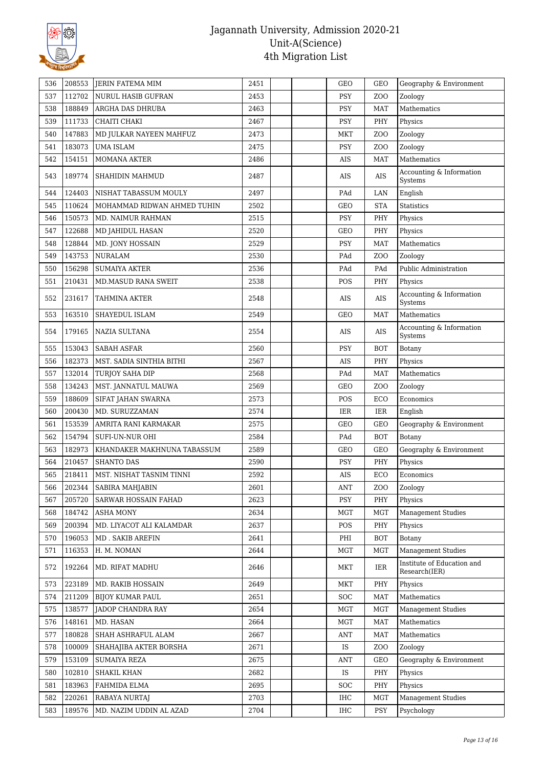# Jagannath University, Admission 2020-21
## Unit-A(Science)
### 4th Migration List

| 536 | 208553 | JERIN FATEMA MIM | 2451 | | | GEO | GEO | Geography & Environment |
|---|---|---|---|---|---|---|---|---|
| 537 | 112702 | NURUL HASIB GUFRAN | 2453 | | | PSY | ZOO | Zoology |
| 538 | 188849 | ARGHA DAS DHRUBA | 2463 | | | PSY | MAT | Mathematics |
| 539 | 111733 | CHAITI CHAKI | 2467 | | | PSY | PHY | Physics |
| 540 | 147883 | MD JULKAR NAYEEN MAHFUZ | 2473 | | | MKT | ZOO | Zoology |
| 541 | 183073 | UMA ISLAM | 2475 | | | PSY | ZOO | Zoology |
| 542 | 154151 | MOMANA AKTER | 2486 | | | AIS | MAT | Mathematics |
| 543 | 189774 | SHAHIDIN MAHMUD | 2487 | | | AIS | AIS | Accounting & Information Systems |
| 544 | 124403 | NISHAT TABASSUM MOULY | 2497 | | | PAd | LAN | English |
| 545 | 110624 | MOHAMMAD RIDWAN AHMED TUHIN | 2502 | | | GEO | STA | Statistics |
| 546 | 150573 | MD. NAIMUR RAHMAN | 2515 | | | PSY | PHY | Physics |
| 547 | 122688 | MD JAHIDUL HASAN | 2520 | | | GEO | PHY | Physics |
| 548 | 128844 | MD. JONY HOSSAIN | 2529 | | | PSY | MAT | Mathematics |
| 549 | 143753 | NURALAM | 2530 | | | PAd | ZOO | Zoology |
| 550 | 156298 | SUMAIYA AKTER | 2536 | | | PAd | PAd | Public Administration |
| 551 | 210431 | MD.MASUD RANA SWEIT | 2538 | | | POS | PHY | Physics |
| 552 | 231617 | TAHMINA AKTER | 2548 | | | AIS | AIS | Accounting & Information Systems |
| 553 | 163510 | SHAYEDUL ISLAM | 2549 | | | GEO | MAT | Mathematics |
| 554 | 179165 | NAZIA SULTANA | 2554 | | | AIS | AIS | Accounting & Information Systems |
| 555 | 153043 | SABAH ASFAR | 2560 | | | PSY | BOT | Botany |
| 556 | 182373 | MST. SADIA SINTHIA BITHI | 2567 | | | AIS | PHY | Physics |
| 557 | 132014 | TURJOY SAHA DIP | 2568 | | | PAd | MAT | Mathematics |
| 558 | 134243 | MST. JANNATUL MAUWA | 2569 | | | GEO | ZOO | Zoology |
| 559 | 188609 | SIFAT JAHAN SWARNA | 2573 | | | POS | ECO | Economics |
| 560 | 200430 | MD. SURUZZAMAN | 2574 | | | IER | IER | English |
| 561 | 153539 | AMRITA RANI KARMAKAR | 2575 | | | GEO | GEO | Geography & Environment |
| 562 | 154794 | SUFI-UN-NUR OHI | 2584 | | | PAd | BOT | Botany |
| 563 | 182973 | KHANDAKER MAKHNUNA TABASSUM | 2589 | | | GEO | GEO | Geography & Environment |
| 564 | 210457 | SHANTO DAS | 2590 | | | PSY | PHY | Physics |
| 565 | 218411 | MST. NISHAT TASNIM TINNI | 2592 | | | AIS | ECO | Economics |
| 566 | 202344 | SABIRA MAHJABIN | 2601 | | | ANT | ZOO | Zoology |
| 567 | 205720 | SARWAR HOSSAIN FAHAD | 2623 | | | PSY | PHY | Physics |
| 568 | 184742 | ASHA MONY | 2634 | | | MGT | MGT | Management Studies |
| 569 | 200394 | MD. LIYACOT ALI KALAMDAR | 2637 | | | POS | PHY | Physics |
| 570 | 196053 | MD . SAKIB AREFIN | 2641 | | | PHI | BOT | Botany |
| 571 | 116353 | H. M. NOMAN | 2644 | | | MGT | MGT | Management Studies |
| 572 | 192264 | MD. RIFAT MADHU | 2646 | | | MKT | IER | Institute of Education and Research(IER) |
| 573 | 223189 | MD. RAKIB HOSSAIN | 2649 | | | MKT | PHY | Physics |
| 574 | 211209 | BIJOY KUMAR PAUL | 2651 | | | SOC | MAT | Mathematics |
| 575 | 138577 | JADOP CHANDRA RAY | 2654 | | | MGT | MGT | Management Studies |
| 576 | 148161 | MD. HASAN | 2664 | | | MGT | MAT | Mathematics |
| 577 | 180828 | SHAH ASHRAFUL ALAM | 2667 | | | ANT | MAT | Mathematics |
| 578 | 100009 | SHAHAJIBA AKTER BORSHA | 2671 | | | IS | ZOO | Zoology |
| 579 | 153109 | SUMAIYA REZA | 2675 | | | ANT | GEO | Geography & Environment |
| 580 | 102810 | SHAKIL KHAN | 2682 | | | IS | PHY | Physics |
| 581 | 183963 | FAHMIDA ELMA | 2695 | | | SOC | PHY | Physics |
| 582 | 220261 | RABAYA NURTAJ | 2703 | | | IHC | MGT | Management Studies |
| 583 | 189576 | MD. NAZIM UDDIN AL AZAD | 2704 | | | IHC | PSY | Psychology |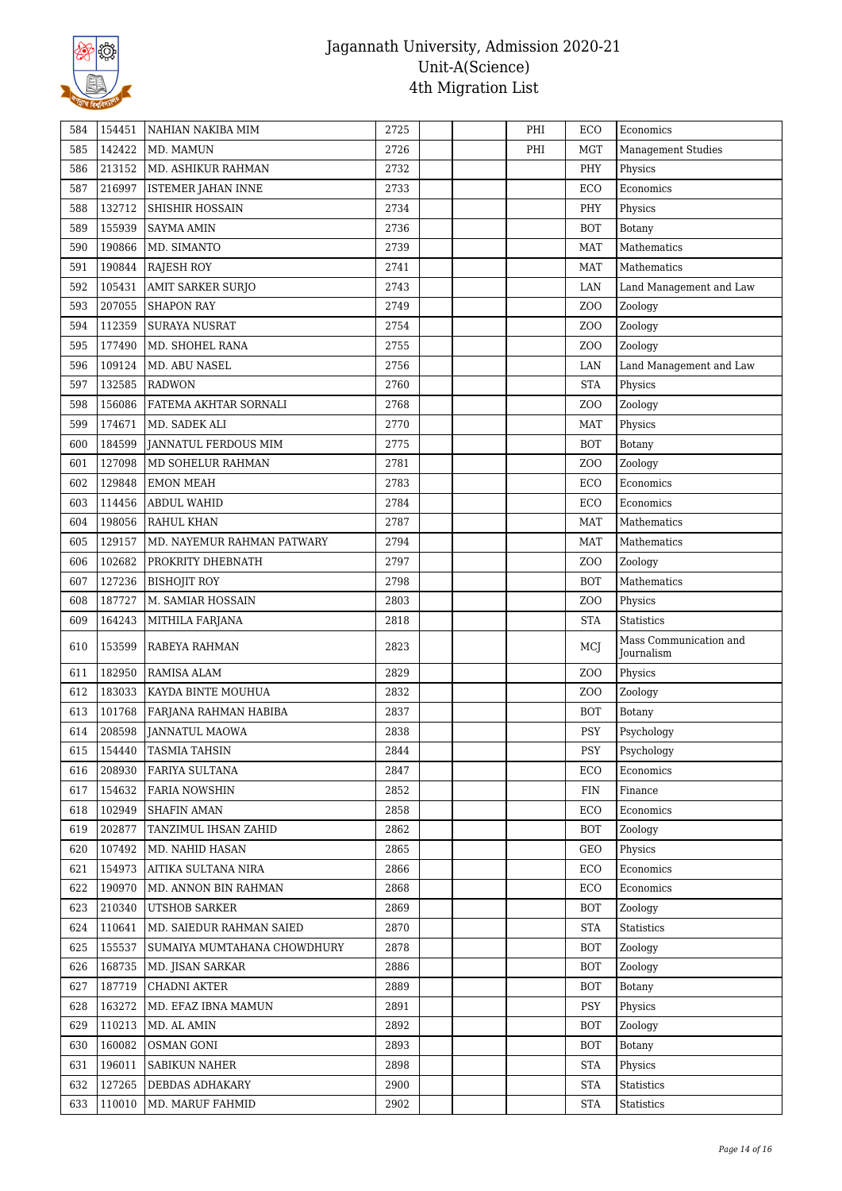# Jagannath University, Admission 2020-21
## Unit-A(Science)
## 4th Migration List

| | | | | | | | | |
|---|---|---|---|---|---|---|---|---|
| 584 | 154451 | NAHIAN NAKIBA MIM | 2725 | | | PHI | ECO | Economics |
| 585 | 142422 | MD. MAMUN | 2726 | | | PHI | MGT | Management Studies |
| 586 | 213152 | MD. ASHIKUR RAHMAN | 2732 | | | | PHY | Physics |
| 587 | 216997 | ISTEMER JAHAN INNE | 2733 | | | | ECO | Economics |
| 588 | 132712 | SHISHIR HOSSAIN | 2734 | | | | PHY | Physics |
| 589 | 155939 | SAYMA AMIN | 2736 | | | | BOT | Botany |
| 590 | 190866 | MD. SIMANTO | 2739 | | | | MAT | Mathematics |
| 591 | 190844 | RAJESH ROY | 2741 | | | | MAT | Mathematics |
| 592 | 105431 | AMIT SARKER SURJO | 2743 | | | | LAN | Land Management and Law |
| 593 | 207055 | SHAPON RAY | 2749 | | | | ZOO | Zoology |
| 594 | 112359 | SURAYA NUSRAT | 2754 | | | | ZOO | Zoology |
| 595 | 177490 | MD. SHOHEL RANA | 2755 | | | | ZOO | Zoology |
| 596 | 109124 | MD. ABU NASEL | 2756 | | | | LAN | Land Management and Law |
| 597 | 132585 | RADWON | 2760 | | | | STA | Physics |
| 598 | 156086 | FATEMA AKHTAR SORNALI | 2768 | | | | ZOO | Zoology |
| 599 | 174671 | MD. SADEK ALI | 2770 | | | | MAT | Physics |
| 600 | 184599 | JANNATUL FERDOUS MIM | 2775 | | | | BOT | Botany |
| 601 | 127098 | MD SOHELUR RAHMAN | 2781 | | | | ZOO | Zoology |
| 602 | 129848 | EMON MEAH | 2783 | | | | ECO | Economics |
| 603 | 114456 | ABDUL WAHID | 2784 | | | | ECO | Economics |
| 604 | 198056 | RAHUL KHAN | 2787 | | | | MAT | Mathematics |
| 605 | 129157 | MD. NAYEMUR RAHMAN PATWARY | 2794 | | | | MAT | Mathematics |
| 606 | 102682 | PROKRITY DHEBNATH | 2797 | | | | ZOO | Zoology |
| 607 | 127236 | BISHOJIT ROY | 2798 | | | | BOT | Mathematics |
| 608 | 187727 | M. SAMIAR HOSSAIN | 2803 | | | | ZOO | Physics |
| 609 | 164243 | MITHILA FARJANA | 2818 | | | | STA | Statistics |
| 610 | 153599 | RABEYA RAHMAN | 2823 | | | | MCJ | Mass Communication and Journalism |
| 611 | 182950 | RAMISA ALAM | 2829 | | | | ZOO | Physics |
| 612 | 183033 | KAYDA BINTE MOUHUA | 2832 | | | | ZOO | Zoology |
| 613 | 101768 | FARJANA RAHMAN HABIBA | 2837 | | | | BOT | Botany |
| 614 | 208598 | JANNATUL MAOWA | 2838 | | | | PSY | Psychology |
| 615 | 154440 | TASMIA TAHSIN | 2844 | | | | PSY | Psychology |
| 616 | 208930 | FARIYA SULTANA | 2847 | | | | ECO | Economics |
| 617 | 154632 | FARIA NOWSHIN | 2852 | | | | FIN | Finance |
| 618 | 102949 | SHAFIN AMAN | 2858 | | | | ECO | Economics |
| 619 | 202877 | TANZIMUL IHSAN ZAHID | 2862 | | | | BOT | Zoology |
| 620 | 107492 | MD. NAHID HASAN | 2865 | | | | GEO | Physics |
| 621 | 154973 | AITIKA SULTANA NIRA | 2866 | | | | ECO | Economics |
| 622 | 190970 | MD. ANNON BIN RAHMAN | 2868 | | | | ECO | Economics |
| 623 | 210340 | UTSHOB SARKER | 2869 | | | | BOT | Zoology |
| 624 | 110641 | MD. SAIEDUR RAHMAN SAIED | 2870 | | | | STA | Statistics |
| 625 | 155537 | SUMAIYA MUMTAHANA CHOWDHURY | 2878 | | | | BOT | Zoology |
| 626 | 168735 | MD. JISAN SARKAR | 2886 | | | | BOT | Zoology |
| 627 | 187719 | CHADNI AKTER | 2889 | | | | BOT | Botany |
| 628 | 163272 | MD. EFAZ IBNA MAMUN | 2891 | | | | PSY | Physics |
| 629 | 110213 | MD. AL AMIN | 2892 | | | | BOT | Zoology |
| 630 | 160082 | OSMAN GONI | 2893 | | | | BOT | Botany |
| 631 | 196011 | SABIKUN NAHER | 2898 | | | | STA | Physics |
| 632 | 127265 | DEBDAS ADHAKARY | 2900 | | | | STA | Statistics |
| 633 | 110010 | MD. MARUF FAHMID | 2902 | | | | STA | Statistics |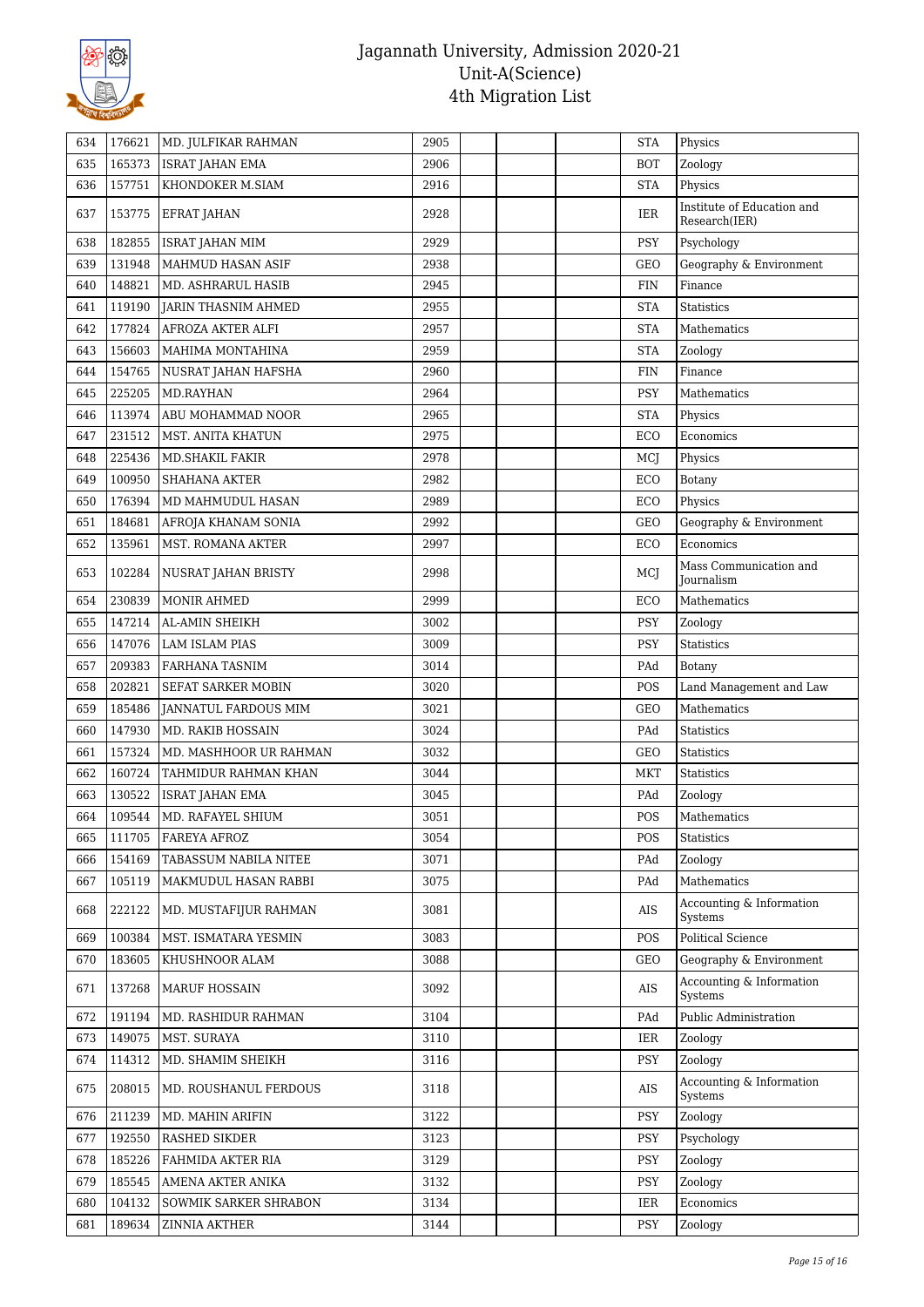# Jagannath University, Admission 2020-21
# Unit-A(Science)
# 4th Migration List

| | | | | | | | | |
|---|---|---|---|---|---|---|---|---|
| 634 | 176621 | MD. JULFIKAR RAHMAN | 2905 | | | | STA | Physics |
| 635 | 165373 | ISRAT JAHAN EMA | 2906 | | | | BOT | Zoology |
| 636 | 157751 | KHONDOKER M.SIAM | 2916 | | | | STA | Physics |
| 637 | 153775 | EFRAT JAHAN | 2928 | | | | IER | Institute of Education and Research(IER) |
| 638 | 182855 | ISRAT JAHAN MIM | 2929 | | | | PSY | Psychology |
| 639 | 131948 | MAHMUD HASAN ASIF | 2938 | | | | GEO | Geography & Environment |
| 640 | 148821 | MD. ASHRARUL HASIB | 2945 | | | | FIN | Finance |
| 641 | 119190 | JARIN THASNIM AHMED | 2955 | | | | STA | Statistics |
| 642 | 177824 | AFROZA AKTER ALFI | 2957 | | | | STA | Mathematics |
| 643 | 156603 | MAHIMA MONTAHINA | 2959 | | | | STA | Zoology |
| 644 | 154765 | NUSRAT JAHAN HAFSHA | 2960 | | | | FIN | Finance |
| 645 | 225205 | MD.RAYHAN | 2964 | | | | PSY | Mathematics |
| 646 | 113974 | ABU MOHAMMAD NOOR | 2965 | | | | STA | Physics |
| 647 | 231512 | MST. ANITA KHATUN | 2975 | | | | ECO | Economics |
| 648 | 225436 | MD.SHAKIL FAKIR | 2978 | | | | MCJ | Physics |
| 649 | 100950 | SHAHANA AKTER | 2982 | | | | ECO | Botany |
| 650 | 176394 | MD MAHMUDUL HASAN | 2989 | | | | ECO | Physics |
| 651 | 184681 | AFROJA KHANAM SONIA | 2992 | | | | GEO | Geography & Environment |
| 652 | 135961 | MST. ROMANA AKTER | 2997 | | | | ECO | Economics |
| 653 | 102284 | NUSRAT JAHAN BRISTY | 2998 | | | | MCJ | Mass Communication and Journalism |
| 654 | 230839 | MONIR AHMED | 2999 | | | | ECO | Mathematics |
| 655 | 147214 | AL-AMIN SHEIKH | 3002 | | | | PSY | Zoology |
| 656 | 147076 | LAM ISLAM PIAS | 3009 | | | | PSY | Statistics |
| 657 | 209383 | FARHANA TASNIM | 3014 | | | | PAd | Botany |
| 658 | 202821 | SEFAT SARKER MOBIN | 3020 | | | | POS | Land Management and Law |
| 659 | 185486 | JANNATUL FARDOUS MIM | 3021 | | | | GEO | Mathematics |
| 660 | 147930 | MD. RAKIB HOSSAIN | 3024 | | | | PAd | Statistics |
| 661 | 157324 | MD. MASHHOOR UR RAHMAN | 3032 | | | | GEO | Statistics |
| 662 | 160724 | TAHMIDUR RAHMAN KHAN | 3044 | | | | MKT | Statistics |
| 663 | 130522 | ISRAT JAHAN EMA | 3045 | | | | PAd | Zoology |
| 664 | 109544 | MD. RAFAYEL SHIUM | 3051 | | | | POS | Mathematics |
| 665 | 111705 | FAREYA AFROZ | 3054 | | | | POS | Statistics |
| 666 | 154169 | TABASSUM NABILA NITEE | 3071 | | | | PAd | Zoology |
| 667 | 105119 | MAKMUDUL HASAN RABBI | 3075 | | | | PAd | Mathematics |
| 668 | 222122 | MD. MUSTAFIJUR RAHMAN | 3081 | | | | AIS | Accounting & Information Systems |
| 669 | 100384 | MST. ISMATARA YESMIN | 3083 | | | | POS | Political Science |
| 670 | 183605 | KHUSHNOOR ALAM | 3088 | | | | GEO | Geography & Environment |
| 671 | 137268 | MARUF HOSSAIN | 3092 | | | | AIS | Accounting & Information Systems |
| 672 | 191194 | MD. RASHIDUR RAHMAN | 3104 | | | | PAd | Public Administration |
| 673 | 149075 | MST. SURAYA | 3110 | | | | IER | Zoology |
| 674 | 114312 | MD. SHAMIM SHEIKH | 3116 | | | | PSY | Zoology |
| 675 | 208015 | MD. ROUSHANUL FERDOUS | 3118 | | | | AIS | Accounting & Information Systems |
| 676 | 211239 | MD. MAHIN ARIFIN | 3122 | | | | PSY | Zoology |
| 677 | 192550 | RASHED SIKDER | 3123 | | | | PSY | Psychology |
| 678 | 185226 | FAHMIDA AKTER RIA | 3129 | | | | PSY | Zoology |
| 679 | 185545 | AMENA AKTER ANIKA | 3132 | | | | PSY | Zoology |
| 680 | 104132 | SOWMIK SARKER SHRABON | 3134 | | | | IER | Economics |
| 681 | 189634 | ZINNIA AKTHER | 3144 | | | | PSY | Zoology |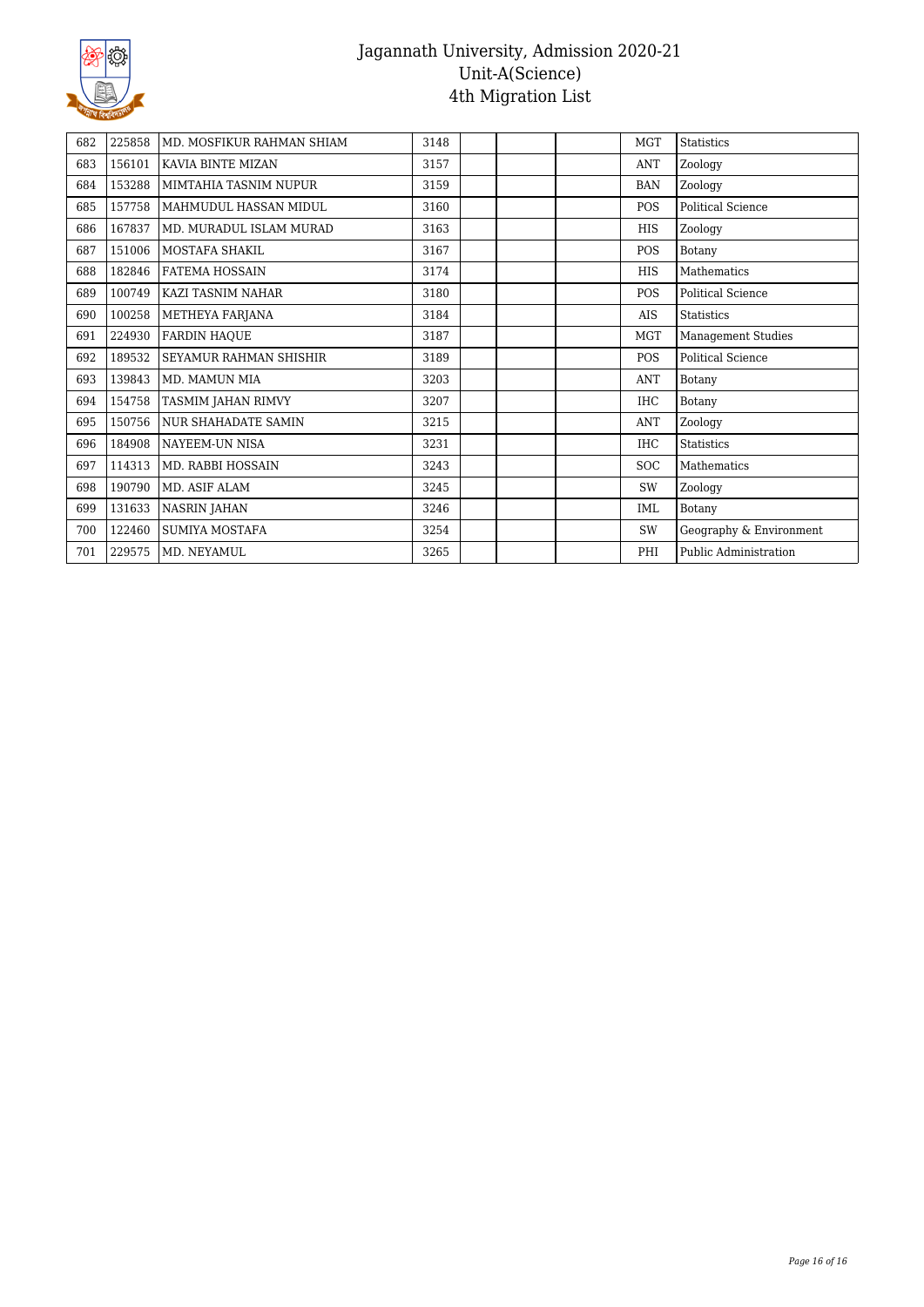# Jagannath University, Admission 2020-21
## Unit-A(Science)
## 4th Migration List

| | | | | | | | | |
|---|---|---|---|---|---|---|---|---|
| 682 | 225858 | MD. MOSFIKUR RAHMAN SHIAM | 3148 | | | | MGT | Statistics |
| 683 | 156101 | KAVIA BINTE MIZAN | 3157 | | | | ANT | Zoology |
| 684 | 153288 | MIMTAHIA TASNIM NUPUR | 3159 | | | | BAN | Zoology |
| 685 | 157758 | MAHMUDUL HASSAN MIDUL | 3160 | | | | POS | Political Science |
| 686 | 167837 | MD. MURADUL ISLAM MURAD | 3163 | | | | HIS | Zoology |
| 687 | 151006 | MOSTAFA SHAKIL | 3167 | | | | POS | Botany |
| 688 | 182846 | FATEMA HOSSAIN | 3174 | | | | HIS | Mathematics |
| 689 | 100749 | KAZI TASNIM NAHAR | 3180 | | | | POS | Political Science |
| 690 | 100258 | METHEYA FARJANA | 3184 | | | | AIS | Statistics |
| 691 | 224930 | FARDIN HAQUE | 3187 | | | | MGT | Management Studies |
| 692 | 189532 | SEYAMUR RAHMAN SHISHIR | 3189 | | | | POS | Political Science |
| 693 | 139843 | MD. MAMUN MIA | 3203 | | | | ANT | Botany |
| 694 | 154758 | TASMIM JAHAN RIMVY | 3207 | | | | IHC | Botany |
| 695 | 150756 | NUR SHAHADATE SAMIN | 3215 | | | | ANT | Zoology |
| 696 | 184908 | NAYEEM-UN NISA | 3231 | | | | IHC | Statistics |
| 697 | 114313 | MD. RABBI HOSSAIN | 3243 | | | | SOC | Mathematics |
| 698 | 190790 | MD. ASIF ALAM | 3245 | | | | SW | Zoology |
| 699 | 131633 | NASRIN JAHAN | 3246 | | | | IML | Botany |
| 700 | 122460 | SUMIYA MOSTAFA | 3254 | | | | SW | Geography & Environment |
| 701 | 229575 | MD. NEYAMUL | 3265 | | | | PHI | Public Administration |